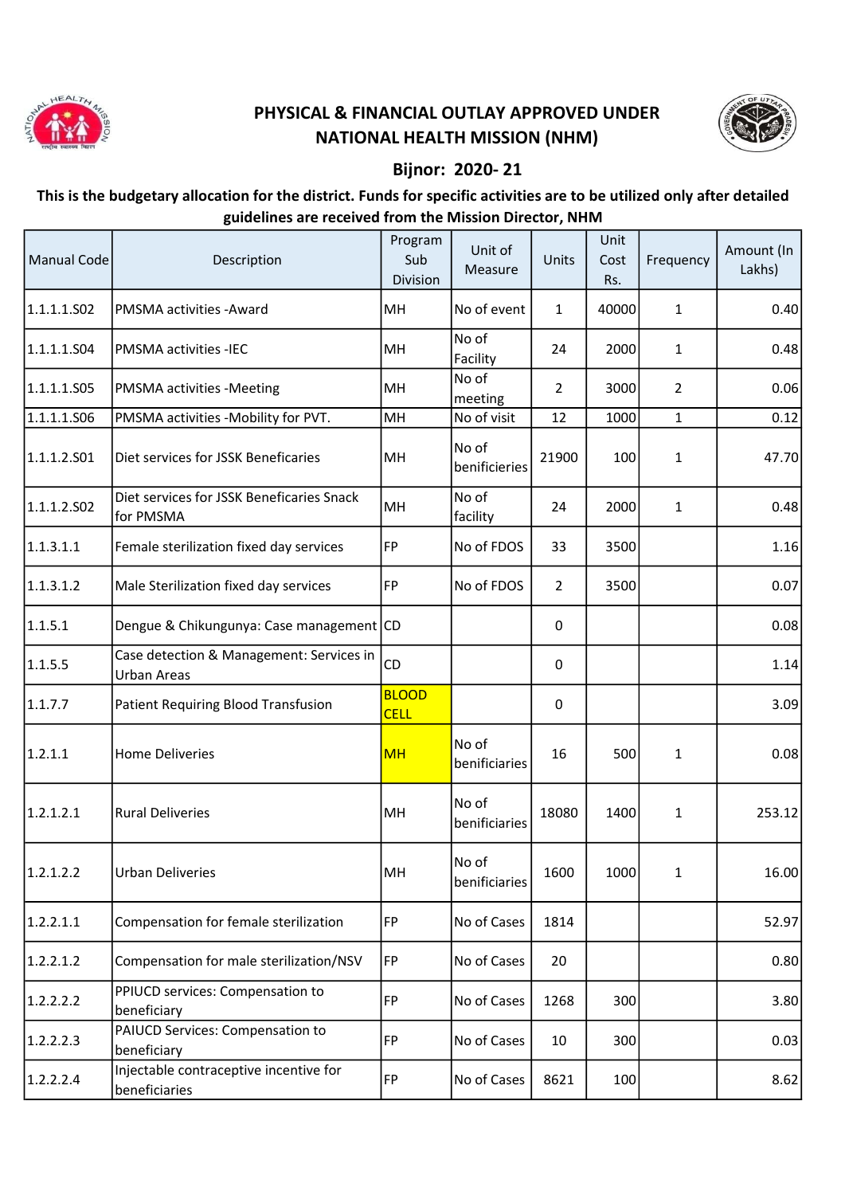# PHYSICAL & FINANCIAL OUTLAY APPROVED UNDER NATIONAL HEALTH MISSION (NHM)

## Bijnor: 2020- 21

**This is the budgetary allocation for the district. Funds for specific activities are to be utilized only after detailed guidelines are received from the Mission Director, NHM**

| Manual Code | Description | Program Sub Division | Unit of Measure | Units | Unit Cost Rs. | Frequency | Amount (In Lakhs) |
|---|---|---|---|---|---|---|---|
| 1.1.1.1.S02 | PMSMA activities -Award | MH | No of event | 1 | 40000 | 1 | 0.40 |
| 1.1.1.1.S04 | PMSMA activities -IEC | MH | No of Facility | 24 | 2000 | 1 | 0.48 |
| 1.1.1.1.S05 | PMSMA activities -Meeting | MH | No of meeting | 2 | 3000 | 2 | 0.06 |
| 1.1.1.1.S06 | PMSMA activities -Mobility for PVT. | MH | No of visit | 12 | 1000 | 1 | 0.12 |
| 1.1.1.2.S01 | Diet services for JSSK Beneficaries | MH | No of benificieries | 21900 | 100 | 1 | 47.70 |
| 1.1.1.2.S02 | Diet services for JSSK Beneficaries Snack for PMSMA | MH | No of facility | 24 | 2000 | 1 | 0.48 |
| 1.1.3.1.1 | Female sterilization fixed day services | FP | No of FDOS | 33 | 3500 | | 1.16 |
| 1.1.3.1.2 | Male Sterilization fixed day services | FP | No of FDOS | 2 | 3500 | | 0.07 |
| 1.1.5.1 | Dengue & Chikungunya: Case management | CD | | 0 | | | 0.08 |
| 1.1.5.5 | Case detection & Management: Services in Urban Areas | CD | | 0 | | | 1.14 |
| 1.1.7.7 | Patient Requiring Blood Transfusion | BLOOD CELL | | 0 | | | 3.09 |
| 1.2.1.1 | Home Deliveries | MH | No of benificiaries | 16 | 500 | 1 | 0.08 |
| 1.2.1.2.1 | Rural Deliveries | MH | No of benificiaries | 18080 | 1400 | 1 | 253.12 |
| 1.2.1.2.2 | Urban Deliveries | MH | No of benificiaries | 1600 | 1000 | 1 | 16.00 |
| 1.2.2.1.1 | Compensation for female sterilization | FP | No of Cases | 1814 | | | 52.97 |
| 1.2.2.1.2 | Compensation for male sterilization/NSV | FP | No of Cases | 20 | | | 0.80 |
| 1.2.2.2.2 | PPIUCD services: Compensation to beneficiary | FP | No of Cases | 1268 | 300 | | 3.80 |
| 1.2.2.2.3 | PAIUCD Services: Compensation to beneficiary | FP | No of Cases | 10 | 300 | | 0.03 |
| 1.2.2.2.4 | Injectable contraceptive incentive for beneficiaries | FP | No of Cases | 8621 | 100 | | 8.62 |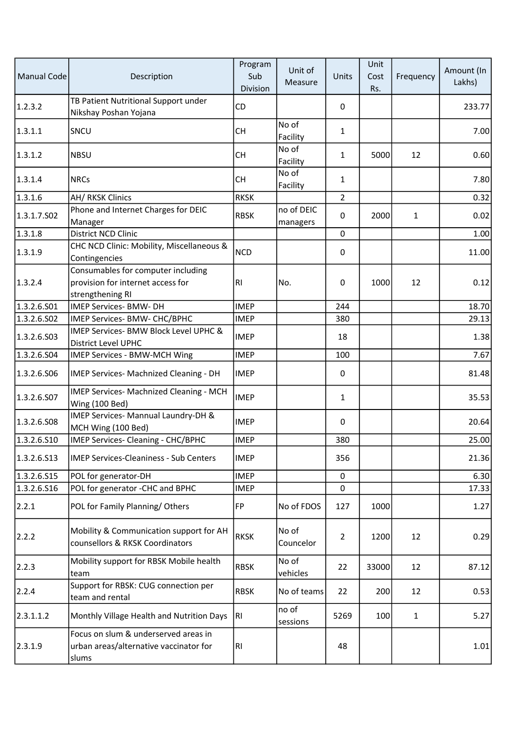| Manual Code | Description | Program Sub Division | Unit of Measure | Units | Unit Cost Rs. | Frequency | Amount (In Lakhs) |
|---|---|---|---|---|---|---|---|
| 1.2.3.2 | TB Patient Nutritional Support under Nikshay Poshan Yojana | CD | | 0 | | | 233.77 |
| 1.3.1.1 | SNCU | CH | No of Facility | 1 | | | 7.00 |
| 1.3.1.2 | NBSU | CH | No of Facility | 1 | 5000 | 12 | 0.60 |
| 1.3.1.4 | NRCs | CH | No of Facility | 1 | | | 7.80 |
| 1.3.1.6 | AH/ RKSK Clinics | RKSK | | 2 | | | 0.32 |
| 1.3.1.7.S02 | Phone and Internet Charges for DEIC Manager | RBSK | no of DEIC managers | 0 | 2000 | 1 | 0.02 |
| 1.3.1.8 | District NCD Clinic | | | 0 | | | 1.00 |
| 1.3.1.9 | CHC NCD Clinic: Mobility, Miscellaneous & Contingencies | NCD | | 0 | | | 11.00 |
| 1.3.2.4 | Consumables for computer including provision for internet access for strengthening RI | RI | No. | 0 | 1000 | 12 | 0.12 |
| 1.3.2.6.S01 | IMEP Services- BMW- DH | IMEP | | 244 | | | 18.70 |
| 1.3.2.6.S02 | IMEP Services- BMW- CHC/BPHC | IMEP | | 380 | | | 29.13 |
| 1.3.2.6.S03 | IMEP Services- BMW Block Level UPHC & District Level UPHC | IMEP | | 18 | | | 1.38 |
| 1.3.2.6.S04 | IMEP Services - BMW-MCH Wing | IMEP | | 100 | | | 7.67 |
| 1.3.2.6.S06 | IMEP Services- Machnized Cleaning - DH | IMEP | | 0 | | | 81.48 |
| 1.3.2.6.S07 | IMEP Services- Machnized Cleaning - MCH Wing (100 Bed) | IMEP | | 1 | | | 35.53 |
| 1.3.2.6.S08 | IMEP Services- Mannual Laundry-DH & MCH Wing (100 Bed) | IMEP | | 0 | | | 20.64 |
| 1.3.2.6.S10 | IMEP Services- Cleaning - CHC/BPHC | IMEP | | 380 | | | 25.00 |
| 1.3.2.6.S13 | IMEP Services-Cleaniness - Sub Centers | IMEP | | 356 | | | 21.36 |
| 1.3.2.6.S15 | POL for generator-DH | IMEP | | 0 | | | 6.30 |
| 1.3.2.6.S16 | POL for generator -CHC and BPHC | IMEP | | 0 | | | 17.33 |
| 2.2.1 | POL for Family Planning/ Others | FP | No of FDOS | 127 | 1000 | | 1.27 |
| 2.2.2 | Mobility & Communication support for AH counsellors & RKSK Coordinators | RKSK | No of Councelor | 2 | 1200 | 12 | 0.29 |
| 2.2.3 | Mobility support for RBSK Mobile health team | RBSK | No of vehicles | 22 | 33000 | 12 | 87.12 |
| 2.2.4 | Support for RBSK: CUG connection per team and rental | RBSK | No of teams | 22 | 200 | 12 | 0.53 |
| 2.3.1.1.2 | Monthly Village Health and Nutrition Days | RI | no of sessions | 5269 | 100 | 1 | 5.27 |
| 2.3.1.9 | Focus on slum & underserved areas in urban areas/alternative vaccinator for slums | RI | | 48 | | | 1.01 |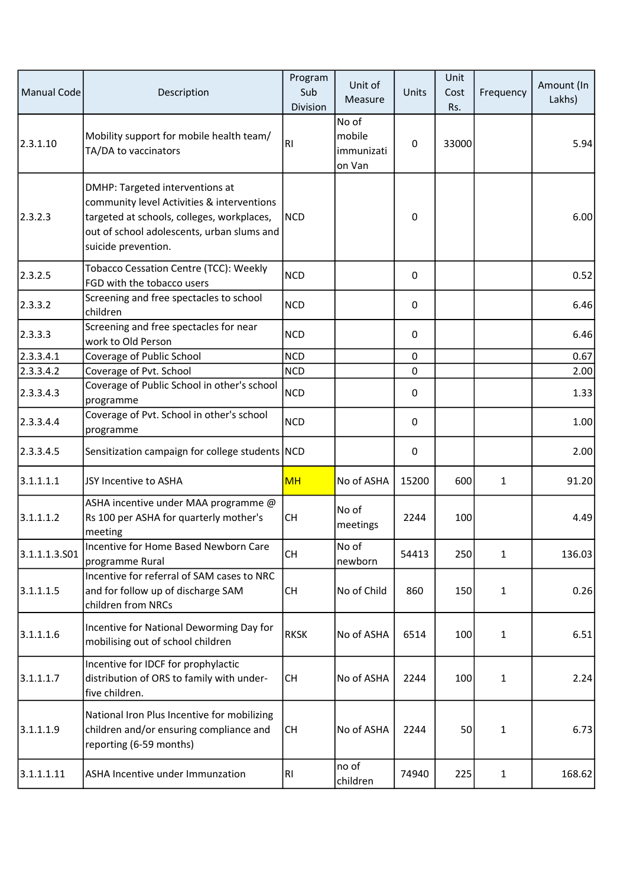| Manual Code | Description | Program Sub Division | Unit of Measure | Units | Unit Cost Rs. | Frequency | Amount (In Lakhs) |
|---|---|---|---|---|---|---|---|
| 2.3.1.10 | Mobility support for mobile health team/ TA/DA to vaccinators | RI | No of mobile immunization Van | 0 | 33000 | | 5.94 |
| 2.3.2.3 | DMHP: Targeted interventions at community level Activities & interventions targeted at schools, colleges, workplaces, out of school adolescents, urban slums and suicide prevention. | NCD | | 0 | | | 6.00 |
| 2.3.2.5 | Tobacco Cessation Centre (TCC): Weekly FGD with the tobacco users | NCD | | 0 | | | 0.52 |
| 2.3.3.2 | Screening and free spectacles to school children | NCD | | 0 | | | 6.46 |
| 2.3.3.3 | Screening and free spectacles for near work to Old Person | NCD | | 0 | | | 6.46 |
| 2.3.3.4.1 | Coverage of Public School | NCD | | 0 | | | 0.67 |
| 2.3.3.4.2 | Coverage of Pvt. School | NCD | | 0 | | | 2.00 |
| 2.3.3.4.3 | Coverage of Public School in other's school programme | NCD | | 0 | | | 1.33 |
| 2.3.3.4.4 | Coverage of Pvt. School in other's school programme | NCD | | 0 | | | 1.00 |
| 2.3.3.4.5 | Sensitization campaign for college students | NCD | | 0 | | | 2.00 |
| 3.1.1.1.1 | JSY Incentive to ASHA | MH | No of ASHA | 15200 | 600 | 1 | 91.20 |
| 3.1.1.1.2 | ASHA incentive under MAA programme @ Rs 100 per ASHA for quarterly mother's meeting | CH | No of meetings | 2244 | 100 | | 4.49 |
| 3.1.1.1.3.S01 | Incentive for Home Based Newborn Care programme Rural | CH | No of newborn | 54413 | 250 | 1 | 136.03 |
| 3.1.1.1.5 | Incentive for referral of SAM cases to NRC and for follow up of discharge SAM children from NRCs | CH | No of Child | 860 | 150 | 1 | 0.26 |
| 3.1.1.1.6 | Incentive for National Deworming Day for mobilising out of school children | RKSK | No of ASHA | 6514 | 100 | 1 | 6.51 |
| 3.1.1.1.7 | Incentive for IDCF for prophylactic distribution of ORS to family with under-five children. | CH | No of ASHA | 2244 | 100 | 1 | 2.24 |
| 3.1.1.1.9 | National Iron Plus Incentive for mobilizing children and/or ensuring compliance and reporting (6-59 months) | CH | No of ASHA | 2244 | 50 | 1 | 6.73 |
| 3.1.1.1.11 | ASHA Incentive under Immunzation | RI | no of children | 74940 | 225 | 1 | 168.62 |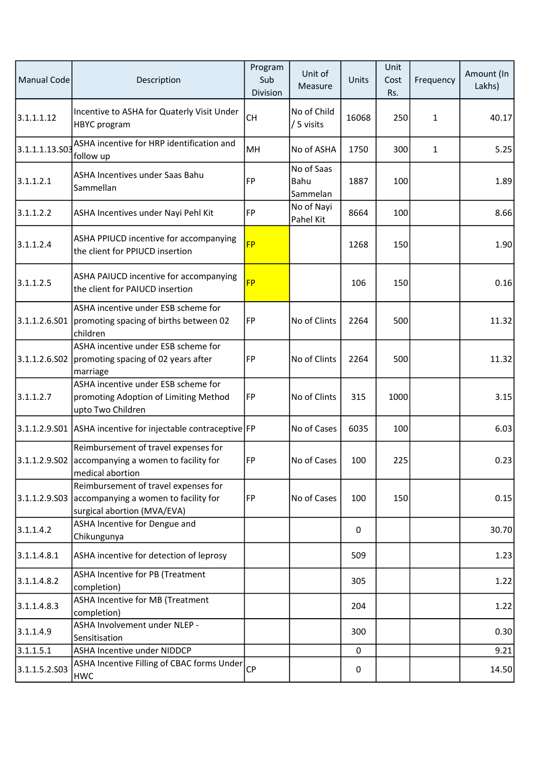| Manual Code | Description | Program Sub Division | Unit of Measure | Units | Unit Cost Rs. | Frequency | Amount (In Lakhs) |
|---|---|---|---|---|---|---|---|
| 3.1.1.1.12 | Incentive to ASHA for Quaterly Visit Under HBYC program | CH | No of Child / 5 visits | 16068 | 250 | 1 | 40.17 |
| 3.1.1.1.13.S03 | ASHA incentive for HRP identification and follow up | MH | No of ASHA | 1750 | 300 | 1 | 5.25 |
| 3.1.1.2.1 | ASHA Incentives under Saas Bahu Sammellan | FP | No of Saas Bahu Sammelan | 1887 | 100 | | 1.89 |
| 3.1.1.2.2 | ASHA Incentives under Nayi Pehl Kit | FP | No of Nayi Pahel Kit | 8664 | 100 | | 8.66 |
| 3.1.1.2.4 | ASHA PPIUCD incentive for accompanying the client for PPIUCD insertion | FP | | 1268 | 150 | | 1.90 |
| 3.1.1.2.5 | ASHA PAIUCD incentive for accompanying the client for PAIUCD insertion | FP | | 106 | 150 | | 0.16 |
| 3.1.1.2.6.S01 | ASHA incentive under ESB scheme for promoting spacing of births between 02 children | FP | No of Clints | 2264 | 500 | | 11.32 |
| 3.1.1.2.6.S02 | ASHA incentive under ESB scheme for promoting spacing of 02 years after marriage | FP | No of Clints | 2264 | 500 | | 11.32 |
| 3.1.1.2.7 | ASHA incentive under ESB scheme for promoting Adoption of Limiting Method upto Two Children | FP | No of Clints | 315 | 1000 | | 3.15 |
| 3.1.1.2.9.S01 | ASHA incentive for injectable contraceptive | FP | No of Cases | 6035 | 100 | | 6.03 |
| 3.1.1.2.9.S02 | Reimbursement of travel expenses for accompanying a women to facility for medical abortion | FP | No of Cases | 100 | 225 | | 0.23 |
| 3.1.1.2.9.S03 | Reimbursement of travel expenses for accompanying a women to facility for surgical abortion (MVA/EVA) | FP | No of Cases | 100 | 150 | | 0.15 |
| 3.1.1.4.2 | ASHA Incentive for Dengue and Chikungunya | | | 0 | | | 30.70 |
| 3.1.1.4.8.1 | ASHA incentive for detection of leprosy | | | 509 | | | 1.23 |
| 3.1.1.4.8.2 | ASHA Incentive for PB (Treatment completion) | | | 305 | | | 1.22 |
| 3.1.1.4.8.3 | ASHA Incentive for MB (Treatment completion) | | | 204 | | | 1.22 |
| 3.1.1.4.9 | ASHA Involvement under NLEP - Sensitisation | | | 300 | | | 0.30 |
| 3.1.1.5.1 | ASHA Incentive under NIDDCP | | | 0 | | | 9.21 |
| 3.1.1.5.2.S03 | ASHA Incentive Filling of CBAC forms Under HWC | CP | | 0 | | | 14.50 |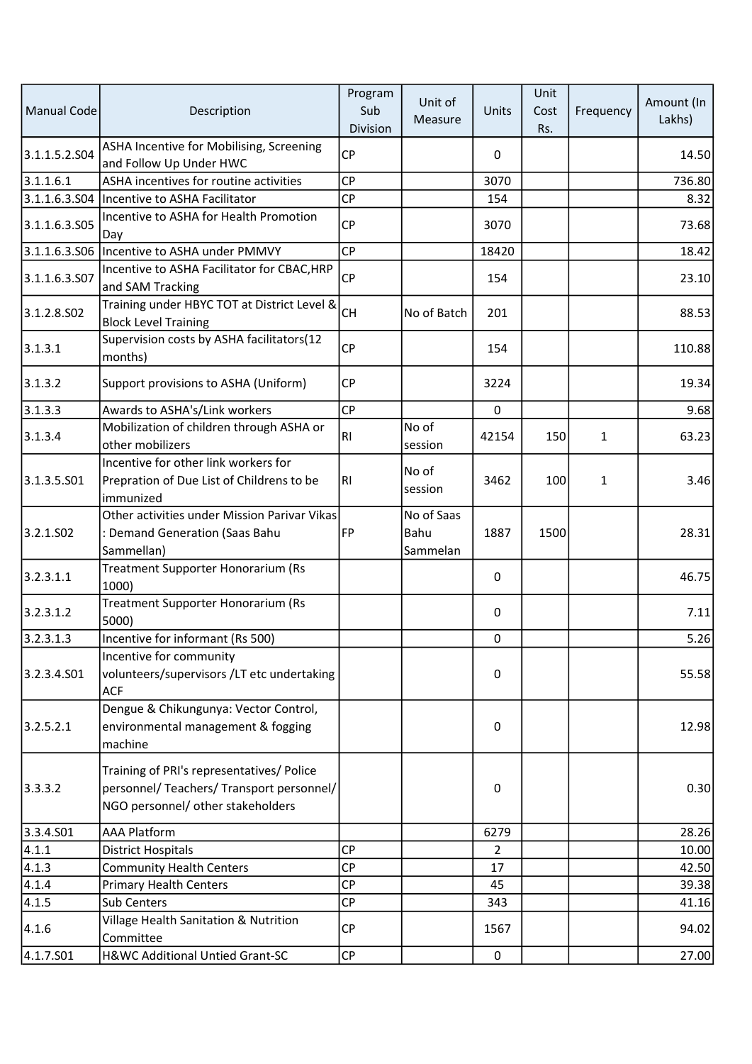| Manual Code | Description | Program Sub Division | Unit of Measure | Units | Unit Cost Rs. | Frequency | Amount (In Lakhs) |
|---|---|---|---|---|---|---|---|
| 3.1.1.5.2.S04 | ASHA Incentive for Mobilising, Screening and Follow Up Under HWC | CP | | 0 | | | 14.50 |
| 3.1.1.6.1 | ASHA incentives for routine activities | CP | | 3070 | | | 736.80 |
| 3.1.1.6.3.S04 | Incentive to ASHA Facilitator | CP | | 154 | | | 8.32 |
| 3.1.1.6.3.S05 | Incentive to ASHA for Health Promotion Day | CP | | 3070 | | | 73.68 |
| 3.1.1.6.3.S06 | Incentive to ASHA under PMMVY | CP | | 18420 | | | 18.42 |
| 3.1.1.6.3.S07 | Incentive to ASHA Facilitator for CBAC,HRP and SAM Tracking | CP | | 154 | | | 23.10 |
| 3.1.2.8.S02 | Training under HBYC TOT at District Level & Block Level Training | CH | No of Batch | 201 | | | 88.53 |
| 3.1.3.1 | Supervision costs by ASHA facilitators(12 months) | CP | | 154 | | | 110.88 |
| 3.1.3.2 | Support provisions to ASHA (Uniform) | CP | | 3224 | | | 19.34 |
| 3.1.3.3 | Awards to ASHA's/Link workers | CP | | 0 | | | 9.68 |
| 3.1.3.4 | Mobilization of children through ASHA or other mobilizers | RI | No of session | 42154 | 150 | 1 | 63.23 |
| 3.1.3.5.S01 | Incentive for other link workers for Prepration of Due List of Childrens to be immunized | RI | No of session | 3462 | 100 | 1 | 3.46 |
| 3.2.1.S02 | Other activities under Mission Parivar Vikas : Demand Generation (Saas Bahu Sammellan) | FP | No of Saas Bahu Sammelan | 1887 | 1500 | | 28.31 |
| 3.2.3.1.1 | Treatment Supporter Honorarium (Rs 1000) | | | 0 | | | 46.75 |
| 3.2.3.1.2 | Treatment Supporter Honorarium (Rs 5000) | | | 0 | | | 7.11 |
| 3.2.3.1.3 | Incentive for informant (Rs 500) | | | 0 | | | 5.26 |
| 3.2.3.4.S01 | Incentive for community volunteers/supervisors /LT etc undertaking ACF | | | 0 | | | 55.58 |
| 3.2.5.2.1 | Dengue & Chikungunya: Vector Control, environmental management & fogging machine | | | 0 | | | 12.98 |
| 3.3.3.2 | Training of PRI's representatives/ Police personnel/ Teachers/ Transport personnel/ NGO personnel/ other stakeholders | | | 0 | | | 0.30 |
| 3.3.4.S01 | AAA Platform | | | 6279 | | | 28.26 |
| 4.1.1 | District Hospitals | CP | | 2 | | | 10.00 |
| 4.1.3 | Community Health Centers | CP | | 17 | | | 42.50 |
| 4.1.4 | Primary Health Centers | CP | | 45 | | | 39.38 |
| 4.1.5 | Sub Centers | CP | | 343 | | | 41.16 |
| 4.1.6 | Village Health Sanitation & Nutrition Committee | CP | | 1567 | | | 94.02 |
| 4.1.7.S01 | H&WC Additional Untied Grant-SC | CP | | 0 | | | 27.00 |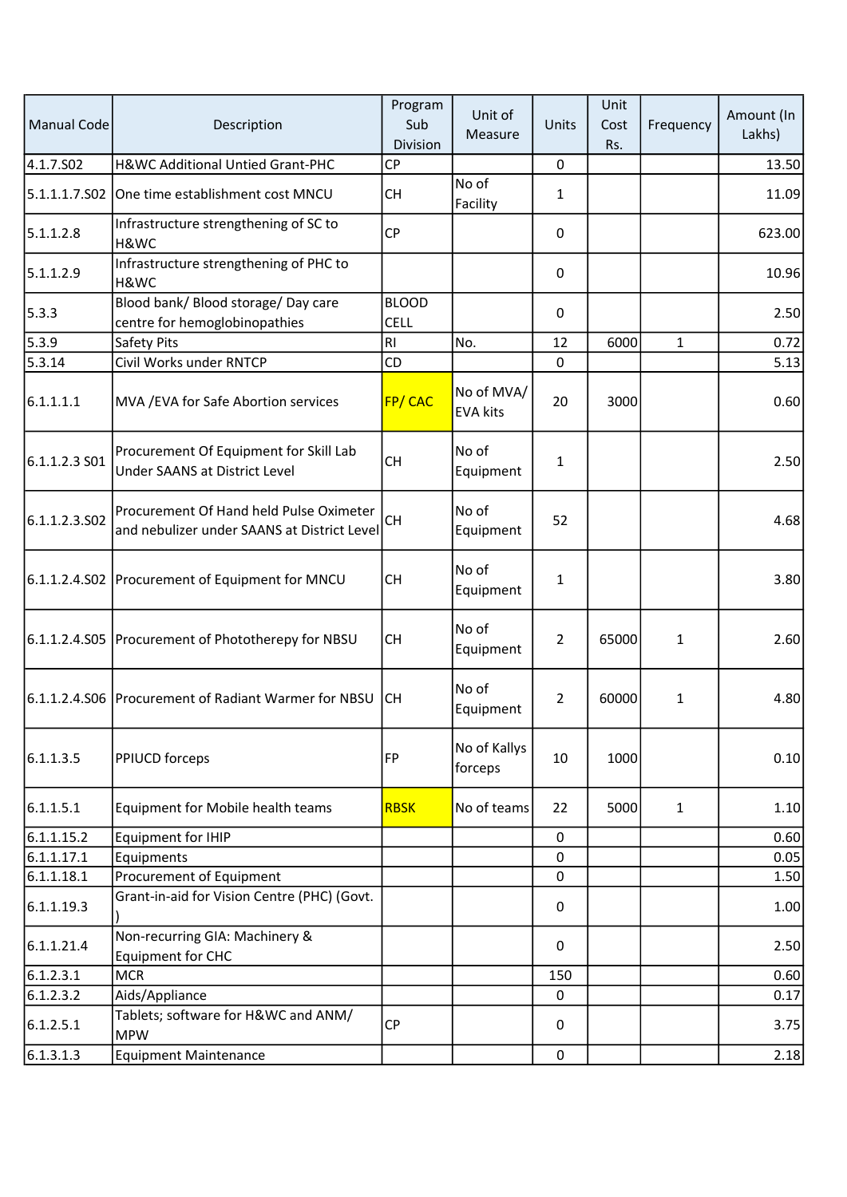| Manual Code | Description | Program Sub Division | Unit of Measure | Units | Unit Cost Rs. | Frequency | Amount (In Lakhs) |
|---|---|---|---|---|---|---|---|
| 4.1.7.S02 | H&WC Additional Untied Grant-PHC | CP | | 0 | | | 13.50 |
| 5.1.1.1.7.S02 | One time establishment cost MNCU | CH | No of Facility | 1 | | | 11.09 |
| 5.1.1.2.8 | Infrastructure strengthening of SC to H&WC | CP | | 0 | | | 623.00 |
| 5.1.1.2.9 | Infrastructure strengthening of PHC to H&WC | | | 0 | | | 10.96 |
| 5.3.3 | Blood bank/ Blood storage/ Day care centre for hemoglobinopathies | BLOOD CELL | | 0 | | | 2.50 |
| 5.3.9 | Safety Pits | RI | No. | 12 | 6000 | 1 | 0.72 |
| 5.3.14 | Civil Works under RNTCP | CD | | 0 | | | 5.13 |
| 6.1.1.1.1 | MVA /EVA for Safe Abortion services | FP/ CAC | No of MVA/ EVA kits | 20 | 3000 | | 0.60 |
| 6.1.1.2.3 S01 | Procurement Of Equipment for Skill Lab Under SAANS at District Level | CH | No of Equipment | 1 | | | 2.50 |
| 6.1.1.2.3.S02 | Procurement Of Hand held Pulse Oximeter and nebulizer under SAANS at District Level | CH | No of Equipment | 52 | | | 4.68 |
| 6.1.1.2.4.S02 | Procurement of Equipment for MNCU | CH | No of Equipment | 1 | | | 3.80 |
| 6.1.1.2.4.S05 | Procurement of Phototherepy for NBSU | CH | No of Equipment | 2 | 65000 | 1 | 2.60 |
| 6.1.1.2.4.S06 | Procurement of Radiant Warmer for NBSU | CH | No of Equipment | 2 | 60000 | 1 | 4.80 |
| 6.1.1.3.5 | PPIUCD forceps | FP | No of Kallys forceps | 10 | 1000 | | 0.10 |
| 6.1.1.5.1 | Equipment for Mobile health teams | RBSK | No of teams | 22 | 5000 | 1 | 1.10 |
| 6.1.1.15.2 | Equipment for IHIP | | | 0 | | | 0.60 |
| 6.1.1.17.1 | Equipments | | | 0 | | | 0.05 |
| 6.1.1.18.1 | Procurement of Equipment | | | 0 | | | 1.50 |
| 6.1.1.19.3 | Grant-in-aid for Vision Centre (PHC) (Govt. ) | | | 0 | | | 1.00 |
| 6.1.1.21.4 | Non-recurring GIA: Machinery & Equipment for CHC | | | 0 | | | 2.50 |
| 6.1.2.3.1 | MCR | | | 150 | | | 0.60 |
| 6.1.2.3.2 | Aids/Appliance | | | 0 | | | 0.17 |
| 6.1.2.5.1 | Tablets; software for H&WC and ANM/ MPW | CP | | 0 | | | 3.75 |
| 6.1.3.1.3 | Equipment Maintenance | | | 0 | | | 2.18 |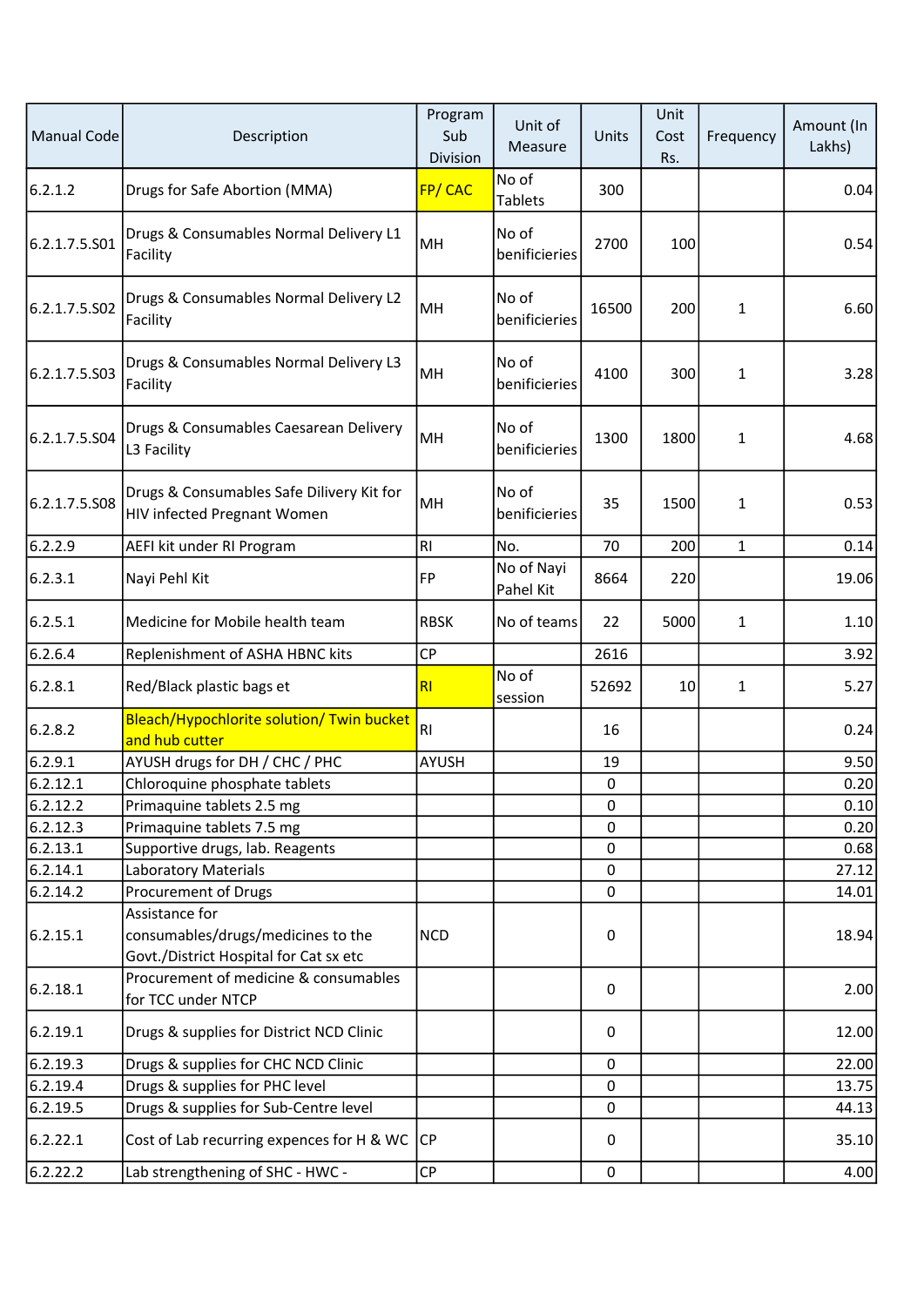| Manual Code | Description | Program Sub Division | Unit of Measure | Units | Unit Cost Rs. | Frequency | Amount (In Lakhs) |
|---|---|---|---|---|---|---|---|
| 6.2.1.2 | Drugs for Safe Abortion (MMA) | FP/ CAC | No of Tablets | 300 | | | 0.04 |
| 6.2.1.7.5.S01 | Drugs & Consumables Normal Delivery L1 Facility | MH | No of benificieries | 2700 | 100 | | 0.54 |
| 6.2.1.7.5.S02 | Drugs & Consumables Normal Delivery L2 Facility | MH | No of benificieries | 16500 | 200 | 1 | 6.60 |
| 6.2.1.7.5.S03 | Drugs & Consumables Normal Delivery L3 Facility | MH | No of benificieries | 4100 | 300 | 1 | 3.28 |
| 6.2.1.7.5.S04 | Drugs & Consumables Caesarean Delivery L3 Facility | MH | No of benificieries | 1300 | 1800 | 1 | 4.68 |
| 6.2.1.7.5.S08 | Drugs & Consumables Safe Dilivery Kit for HIV infected Pregnant Women | MH | No of benificieries | 35 | 1500 | 1 | 0.53 |
| 6.2.2.9 | AEFI kit under RI Program | RI | No. | 70 | 200 | 1 | 0.14 |
| 6.2.3.1 | Nayi Pehl Kit | FP | No of Nayi Pahel Kit | 8664 | 220 | | 19.06 |
| 6.2.5.1 | Medicine for Mobile health team | RBSK | No of teams | 22 | 5000 | 1 | 1.10 |
| 6.2.6.4 | Replenishment of ASHA HBNC kits | CP | | 2616 | | | 3.92 |
| 6.2.8.1 | Red/Black plastic bags et | RI | No of session | 52692 | 10 | 1 | 5.27 |
| 6.2.8.2 | Bleach/Hypochlorite solution/ Twin bucket and hub cutter | RI | | 16 | | | 0.24 |
| 6.2.9.1 | AYUSH drugs for DH / CHC / PHC | AYUSH | | 19 | | | 9.50 |
| 6.2.12.1 | Chloroquine phosphate tablets | | | 0 | | | 0.20 |
| 6.2.12.2 | Primaquine tablets 2.5 mg | | | 0 | | | 0.10 |
| 6.2.12.3 | Primaquine tablets 7.5 mg | | | 0 | | | 0.20 |
| 6.2.13.1 | Supportive drugs, lab. Reagents | | | 0 | | | 0.68 |
| 6.2.14.1 | Laboratory Materials | | | 0 | | | 27.12 |
| 6.2.14.2 | Procurement of Drugs | | | 0 | | | 14.01 |
| 6.2.15.1 | Assistance for consumables/drugs/medicines to the Govt./District Hospital for Cat sx etc | NCD | | 0 | | | 18.94 |
| 6.2.18.1 | Procurement of medicine & consumables for TCC under NTCP | | | 0 | | | 2.00 |
| 6.2.19.1 | Drugs & supplies for District NCD Clinic | | | 0 | | | 12.00 |
| 6.2.19.3 | Drugs & supplies for CHC NCD Clinic | | | 0 | | | 22.00 |
| 6.2.19.4 | Drugs & supplies for PHC level | | | 0 | | | 13.75 |
| 6.2.19.5 | Drugs & supplies for Sub-Centre level | | | 0 | | | 44.13 |
| 6.2.22.1 | Cost of Lab recurring expences for H & WC | CP | | 0 | | | 35.10 |
| 6.2.22.2 | Lab strengthening of SHC - HWC - | CP | | 0 | | | 4.00 |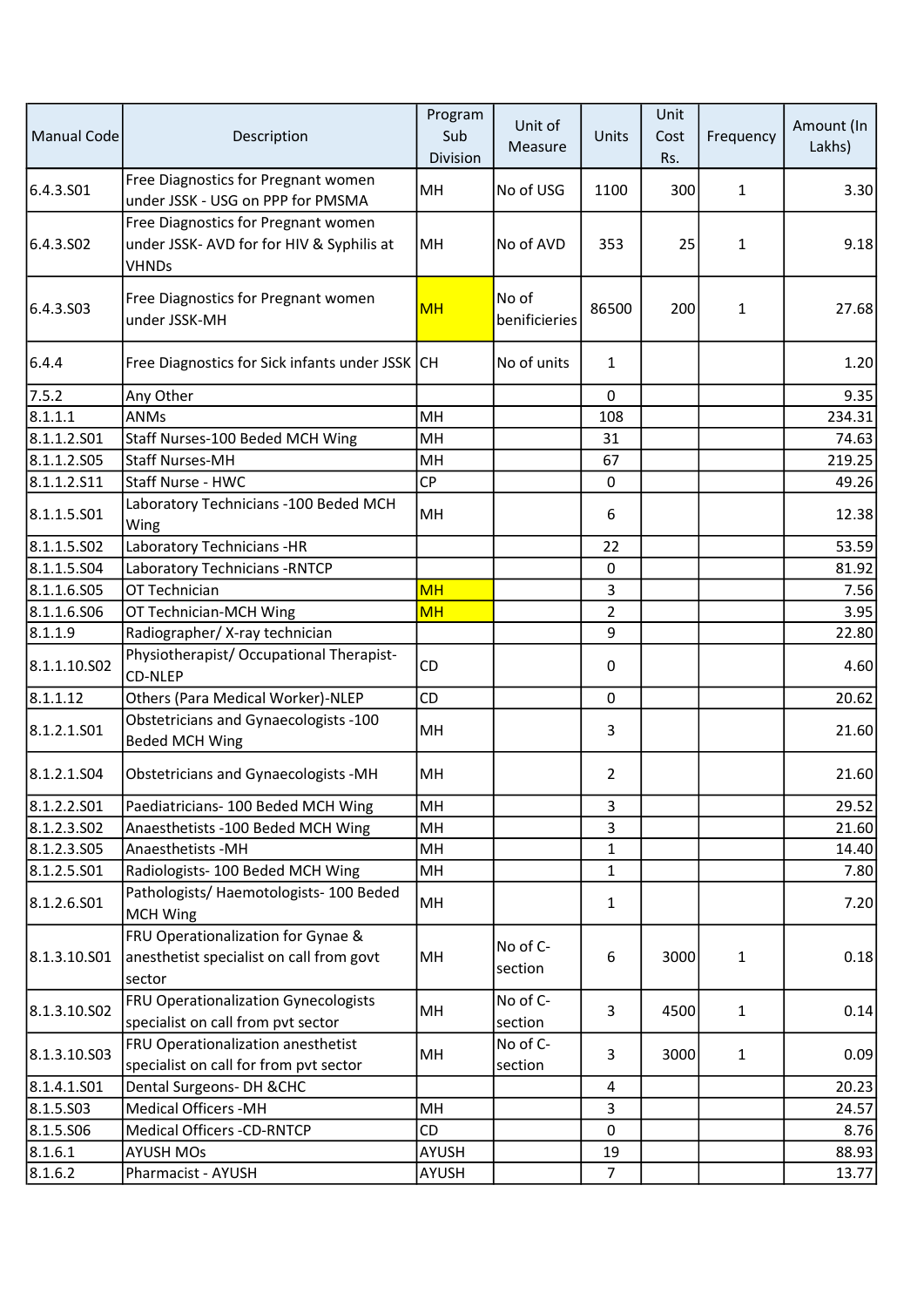| Manual Code | Description | Program Sub Division | Unit of Measure | Units | Unit Cost Rs. | Frequency | Amount (In Lakhs) |
|---|---|---|---|---|---|---|---|
| 6.4.3.S01 | Free Diagnostics for Pregnant women under JSSK - USG on PPP for PMSMA | MH | No of USG | 1100 | 300 | 1 | 3.30 |
| 6.4.3.S02 | Free Diagnostics for Pregnant women under JSSK- AVD for for HIV & Syphilis at VHNDs | MH | No of AVD | 353 | 25 | 1 | 9.18 |
| 6.4.3.S03 | Free Diagnostics for Pregnant women under JSSK-MH | MH | No of benificieries | 86500 | 200 | 1 | 27.68 |
| 6.4.4 | Free Diagnostics for Sick infants under JSSK | CH | No of units | 1 | | | 1.20 |
| 7.5.2 | Any Other | | | 0 | | | 9.35 |
| 8.1.1.1 | ANMs | MH | | 108 | | | 234.31 |
| 8.1.1.2.S01 | Staff Nurses-100 Beded MCH Wing | MH | | 31 | | | 74.63 |
| 8.1.1.2.S05 | Staff Nurses-MH | MH | | 67 | | | 219.25 |
| 8.1.1.2.S11 | Staff Nurse - HWC | CP | | 0 | | | 49.26 |
| 8.1.1.5.S01 | Laboratory Technicians -100 Beded MCH Wing | MH | | 6 | | | 12.38 |
| 8.1.1.5.S02 | Laboratory Technicians -HR | | | 22 | | | 53.59 |
| 8.1.1.5.S04 | Laboratory Technicians -RNTCP | | | 0 | | | 81.92 |
| 8.1.1.6.S05 | OT Technician | MH | | 3 | | | 7.56 |
| 8.1.1.6.S06 | OT Technician-MCH Wing | MH | | 2 | | | 3.95 |
| 8.1.1.9 | Radiographer/ X-ray technician | | | 9 | | | 22.80 |
| 8.1.1.10.S02 | Physiotherapist/ Occupational Therapist-CD-NLEP | CD | | 0 | | | 4.60 |
| 8.1.1.12 | Others (Para Medical Worker)-NLEP | CD | | 0 | | | 20.62 |
| 8.1.2.1.S01 | Obstetricians and Gynaecologists -100 Beded MCH Wing | MH | | 3 | | | 21.60 |
| 8.1.2.1.S04 | Obstetricians and Gynaecologists -MH | MH | | 2 | | | 21.60 |
| 8.1.2.2.S01 | Paediatricians- 100 Beded MCH Wing | MH | | 3 | | | 29.52 |
| 8.1.2.3.S02 | Anaesthetists -100 Beded MCH Wing | MH | | 3 | | | 21.60 |
| 8.1.2.3.S05 | Anaesthetists -MH | MH | | 1 | | | 14.40 |
| 8.1.2.5.S01 | Radiologists- 100 Beded MCH Wing | MH | | 1 | | | 7.80 |
| 8.1.2.6.S01 | Pathologists/ Haemotologists- 100 Beded MCH Wing | MH | | 1 | | | 7.20 |
| 8.1.3.10.S01 | FRU Operationalization for Gynae & anesthetist specialist on call from govt sector | MH | No of C-section | 6 | 3000 | 1 | 0.18 |
| 8.1.3.10.S02 | FRU Operationalization Gynecologists specialist on call from pvt sector | MH | No of C-section | 3 | 4500 | 1 | 0.14 |
| 8.1.3.10.S03 | FRU Operationalization anesthetist specialist on call for from pvt sector | MH | No of C-section | 3 | 3000 | 1 | 0.09 |
| 8.1.4.1.S01 | Dental Surgeons- DH &CHC | | | 4 | | | 20.23 |
| 8.1.5.S03 | Medical Officers -MH | MH | | 3 | | | 24.57 |
| 8.1.5.S06 | Medical Officers -CD-RNTCP | CD | | 0 | | | 8.76 |
| 8.1.6.1 | AYUSH MOs | AYUSH | | 19 | | | 88.93 |
| 8.1.6.2 | Pharmacist - AYUSH | AYUSH | | 7 | | | 13.77 |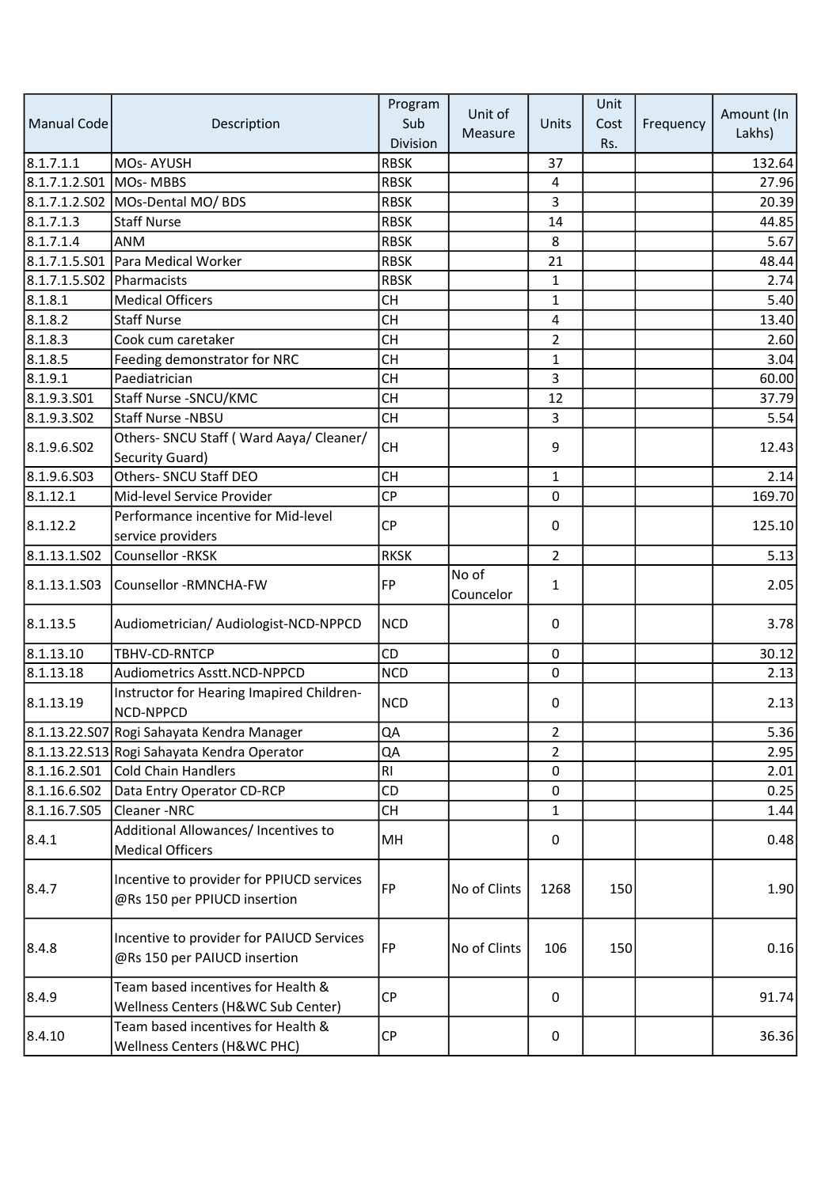| Manual Code | Description | Program Sub Division | Unit of Measure | Units | Unit Cost Rs. | Frequency | Amount (In Lakhs) |
|---|---|---|---|---|---|---|---|
| 8.1.7.1.1 | MOs- AYUSH | RBSK | | 37 | | | 132.64 |
| 8.1.7.1.2.S01 | MOs- MBBS | RBSK | | 4 | | | 27.96 |
| 8.1.7.1.2.S02 | MOs-Dental MO/ BDS | RBSK | | 3 | | | 20.39 |
| 8.1.7.1.3 | Staff Nurse | RBSK | | 14 | | | 44.85 |
| 8.1.7.1.4 | ANM | RBSK | | 8 | | | 5.67 |
| 8.1.7.1.5.S01 | Para Medical Worker | RBSK | | 21 | | | 48.44 |
| 8.1.7.1.5.S02 | Pharmacists | RBSK | | 1 | | | 2.74 |
| 8.1.8.1 | Medical Officers | CH | | 1 | | | 5.40 |
| 8.1.8.2 | Staff Nurse | CH | | 4 | | | 13.40 |
| 8.1.8.3 | Cook cum caretaker | CH | | 2 | | | 2.60 |
| 8.1.8.5 | Feeding demonstrator for NRC | CH | | 1 | | | 3.04 |
| 8.1.9.1 | Paediatrician | CH | | 3 | | | 60.00 |
| 8.1.9.3.S01 | Staff Nurse -SNCU/KMC | CH | | 12 | | | 37.79 |
| 8.1.9.3.S02 | Staff Nurse -NBSU | CH | | 3 | | | 5.54 |
| 8.1.9.6.S02 | Others- SNCU Staff ( Ward Aaya/ Cleaner/ Security Guard) | CH | | 9 | | | 12.43 |
| 8.1.9.6.S03 | Others- SNCU Staff DEO | CH | | 1 | | | 2.14 |
| 8.1.12.1 | Mid-level Service Provider | CP | | 0 | | | 169.70 |
| 8.1.12.2 | Performance incentive for Mid-level service providers | CP | | 0 | | | 125.10 |
| 8.1.13.1.S02 | Counsellor -RKSK | RKSK | | 2 | | | 5.13 |
| 8.1.13.1.S03 | Counsellor -RMNCHA-FW | FP | No of Councelor | 1 | | | 2.05 |
| 8.1.13.5 | Audiometrician/ Audiologist-NCD-NPPCD | NCD | | 0 | | | 3.78 |
| 8.1.13.10 | TBHV-CD-RNTCP | CD | | 0 | | | 30.12 |
| 8.1.13.18 | Audiometrics Asstt.NCD-NPPCD | NCD | | 0 | | | 2.13 |
| 8.1.13.19 | Instructor for Hearing Imapired Children-NCD-NPPCD | NCD | | 0 | | | 2.13 |
| 8.1.13.22.S07 | Rogi Sahayata Kendra Manager | QA | | 2 | | | 5.36 |
| 8.1.13.22.S13 | Rogi Sahayata Kendra Operator | QA | | 2 | | | 2.95 |
| 8.1.16.2.S01 | Cold Chain Handlers | RI | | 0 | | | 2.01 |
| 8.1.16.6.S02 | Data Entry Operator CD-RCP | CD | | 0 | | | 0.25 |
| 8.1.16.7.S05 | Cleaner -NRC | CH | | 1 | | | 1.44 |
| 8.4.1 | Additional Allowances/ Incentives to Medical Officers | MH | | 0 | | | 0.48 |
| 8.4.7 | Incentive to provider for PPIUCD services @Rs 150 per PPIUCD insertion | FP | No of Clints | 1268 | 150 | | 1.90 |
| 8.4.8 | Incentive to provider for PAIUCD Services @Rs 150 per PAIUCD insertion | FP | No of Clints | 106 | 150 | | 0.16 |
| 8.4.9 | Team based incentives for Health & Wellness Centers (H&WC Sub Center) | CP | | 0 | | | 91.74 |
| 8.4.10 | Team based incentives for Health & Wellness Centers (H&WC PHC) | CP | | 0 | | | 36.36 |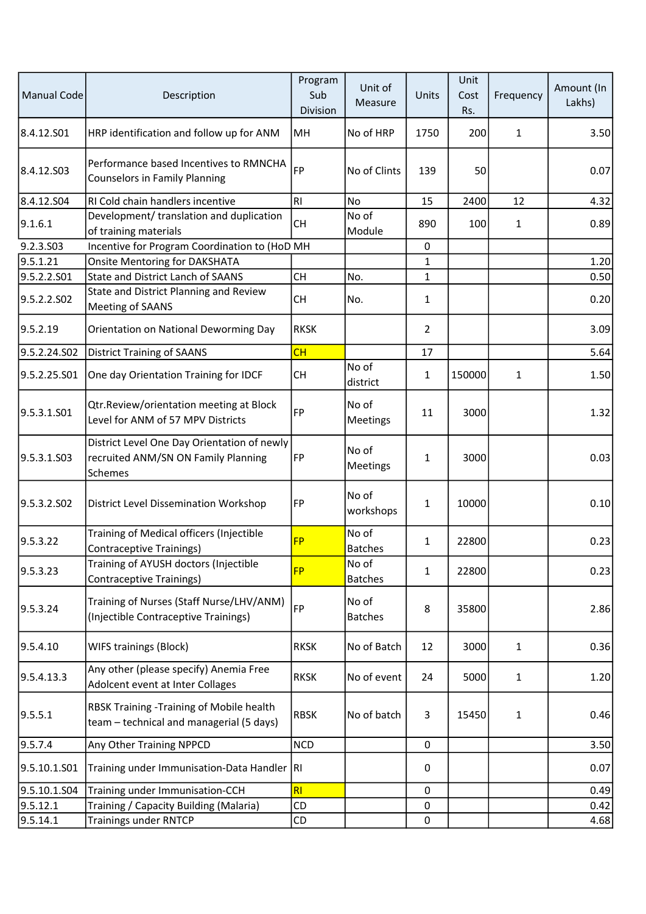| Manual Code | Description | Program Sub Division | Unit of Measure | Units | Unit Cost Rs. | Frequency | Amount (In Lakhs) |
|---|---|---|---|---|---|---|---|
| 8.4.12.S01 | HRP identification and follow up for ANM | MH | No of HRP | 1750 | 200 | 1 | 3.50 |
| 8.4.12.S03 | Performance based Incentives to RMNCHA Counselors in Family Planning | FP | No of Clints | 139 | 50 | | 0.07 |
| 8.4.12.S04 | RI Cold chain handlers incentive | RI | No | 15 | 2400 | 12 | 4.32 |
| 9.1.6.1 | Development/ translation and duplication of training materials | CH | No of Module | 890 | 100 | 1 | 0.89 |
| 9.2.3.S03 | Incentive for Program Coordination to (HoD | MH | | 0 | | | |
| 9.5.1.21 | Onsite Mentoring for DAKSHATA | | | 1 | | | 1.20 |
| 9.5.2.2.S01 | State and District Lanch of SAANS | CH | No. | 1 | | | 0.50 |
| 9.5.2.2.S02 | State and District Planning and Review Meeting of SAANS | CH | No. | 1 | | | 0.20 |
| 9.5.2.19 | Orientation on National Deworming Day | RKSK | | 2 | | | 3.09 |
| 9.5.2.24.S02 | District Training of SAANS | CH | | 17 | | | 5.64 |
| 9.5.2.25.S01 | One day Orientation Training for IDCF | CH | No of district | 1 | 150000 | 1 | 1.50 |
| 9.5.3.1.S01 | Qtr.Review/orientation meeting at Block Level for ANM of 57 MPV Districts | FP | No of Meetings | 11 | 3000 | | 1.32 |
| 9.5.3.1.S03 | District Level One Day Orientation of newly recruited ANM/SN ON Family Planning Schemes | FP | No of Meetings | 1 | 3000 | | 0.03 |
| 9.5.3.2.S02 | District Level Dissemination Workshop | FP | No of workshops | 1 | 10000 | | 0.10 |
| 9.5.3.22 | Training of Medical officers (Injectible Contraceptive Trainings) | FP | No of Batches | 1 | 22800 | | 0.23 |
| 9.5.3.23 | Training of AYUSH doctors (Injectible Contraceptive Trainings) | FP | No of Batches | 1 | 22800 | | 0.23 |
| 9.5.3.24 | Training of Nurses (Staff Nurse/LHV/ANM) (Injectible Contraceptive Trainings) | FP | No of Batches | 8 | 35800 | | 2.86 |
| 9.5.4.10 | WIFS trainings (Block) | RKSK | No of Batch | 12 | 3000 | 1 | 0.36 |
| 9.5.4.13.3 | Any other (please specify) Anemia Free Adolcent event at Inter Collages | RKSK | No of event | 24 | 5000 | 1 | 1.20 |
| 9.5.5.1 | RBSK Training -Training of Mobile health team – technical and managerial (5 days) | RBSK | No of batch | 3 | 15450 | 1 | 0.46 |
| 9.5.7.4 | Any Other Training NPPCD | NCD | | 0 | | | 3.50 |
| 9.5.10.1.S01 | Training under Immunisation-Data Handler | RI | | 0 | | | 0.07 |
| 9.5.10.1.S04 | Training under Immunisation-CCH | RI | | 0 | | | 0.49 |
| 9.5.12.1 | Training / Capacity Building (Malaria) | CD | | 0 | | | 0.42 |
| 9.5.14.1 | Trainings under RNTCP | CD | | 0 | | | 4.68 |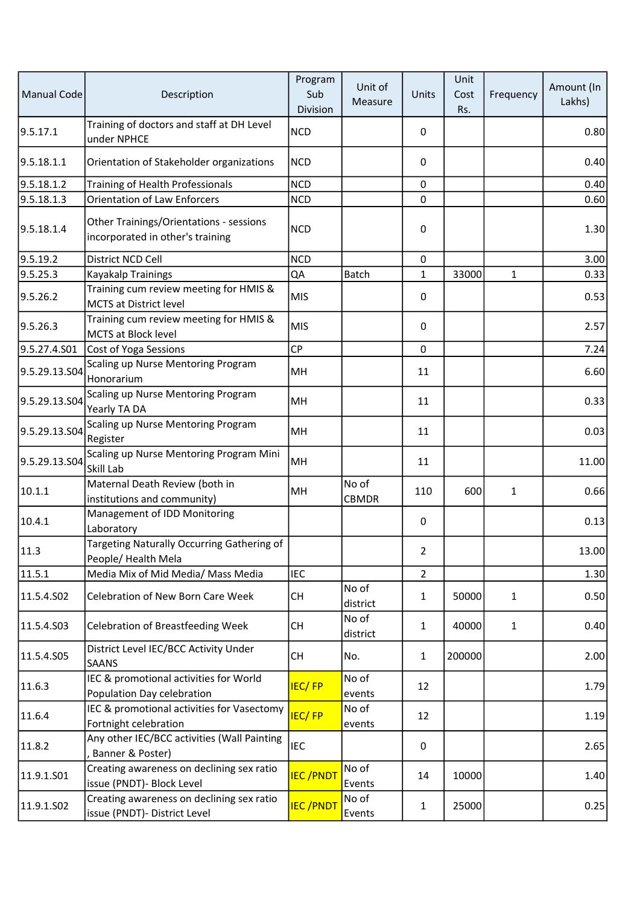| Manual Code | Description | Program Sub Division | Unit of Measure | Units | Unit Cost Rs. | Frequency | Amount (In Lakhs) |
|---|---|---|---|---|---|---|---|
| 9.5.17.1 | Training of doctors and staff at DH Level under NPHCE | NCD | | 0 | | | 0.80 |
| 9.5.18.1.1 | Orientation of Stakeholder organizations | NCD | | 0 | | | 0.40 |
| 9.5.18.1.2 | Training of Health Professionals | NCD | | 0 | | | 0.40 |
| 9.5.18.1.3 | Orientation of Law Enforcers | NCD | | 0 | | | 0.60 |
| 9.5.18.1.4 | Other Trainings/Orientations - sessions incorporated in other's training | NCD | | 0 | | | 1.30 |
| 9.5.19.2 | District NCD Cell | NCD | | 0 | | | 3.00 |
| 9.5.25.3 | Kayakalp Trainings | QA | Batch | 1 | 33000 | 1 | 0.33 |
| 9.5.26.2 | Training cum review meeting for HMIS & MCTS at District level | MIS | | 0 | | | 0.53 |
| 9.5.26.3 | Training cum review meeting for HMIS & MCTS at Block level | MIS | | 0 | | | 2.57 |
| 9.5.27.4.S01 | Cost of Yoga Sessions | CP | | 0 | | | 7.24 |
| 9.5.29.13.S04 | Scaling up Nurse Mentoring Program Honorarium | MH | | 11 | | | 6.60 |
| 9.5.29.13.S04 | Scaling up Nurse Mentoring Program Yearly TA DA | MH | | 11 | | | 0.33 |
| 9.5.29.13.S04 | Scaling up Nurse Mentoring Program Register | MH | | 11 | | | 0.03 |
| 9.5.29.13.S04 | Scaling up Nurse Mentoring Program Mini Skill Lab | MH | | 11 | | | 11.00 |
| 10.1.1 | Maternal Death Review (both in institutions and community) | MH | No of CBMDR | 110 | 600 | 1 | 0.66 |
| 10.4.1 | Management of IDD Monitoring Laboratory | | | 0 | | | 0.13 |
| 11.3 | Targeting Naturally Occurring Gathering of People/ Health Mela | | | 2 | | | 13.00 |
| 11.5.1 | Media Mix of Mid Media/ Mass Media | IEC | | 2 | | | 1.30 |
| 11.5.4.S02 | Celebration of New Born Care Week | CH | No of district | 1 | 50000 | 1 | 0.50 |
| 11.5.4.S03 | Celebration of Breastfeeding Week | CH | No of district | 1 | 40000 | 1 | 0.40 |
| 11.5.4.S05 | District Level IEC/BCC Activity Under SAANS | CH | No. | 1 | 200000 | | 2.00 |
| 11.6.3 | IEC & promotional activities for World Population Day celebration | IEC/ FP | No of events | 12 | | | 1.79 |
| 11.6.4 | IEC & promotional activities for Vasectomy Fortnight celebration | IEC/ FP | No of events | 12 | | | 1.19 |
| 11.8.2 | Any other IEC/BCC activities (Wall Painting , Banner & Poster) | IEC | | 0 | | | 2.65 |
| 11.9.1.S01 | Creating awareness on declining sex ratio issue (PNDT)- Block Level | IEC /PNDT | No of Events | 14 | 10000 | | 1.40 |
| 11.9.1.S02 | Creating awareness on declining sex ratio issue (PNDT)- District Level | IEC /PNDT | No of Events | 1 | 25000 | | 0.25 |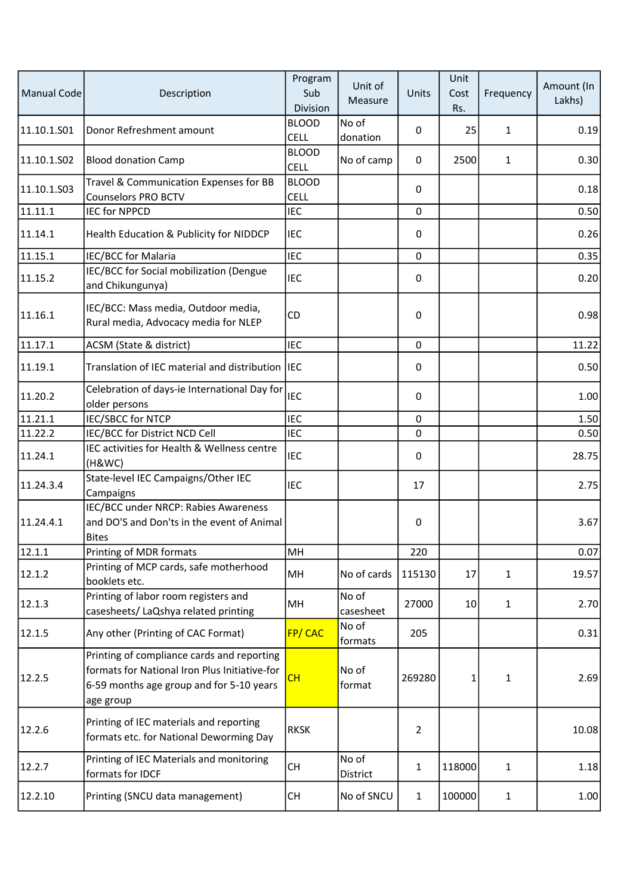| Manual Code | Description | Program Sub Division | Unit of Measure | Units | Unit Cost Rs. | Frequency | Amount (In Lakhs) |
|---|---|---|---|---|---|---|---|
| 11.10.1.S01 | Donor Refreshment amount | BLOOD CELL | No of donation | 0 | 25 | 1 | 0.19 |
| 11.10.1.S02 | Blood donation Camp | BLOOD CELL | No of camp | 0 | 2500 | 1 | 0.30 |
| 11.10.1.S03 | Travel & Communication Expenses for BB Counselors PRO BCTV | BLOOD CELL | | 0 | | | 0.18 |
| 11.11.1 | IEC for NPPCD | IEC | | 0 | | | 0.50 |
| 11.14.1 | Health Education & Publicity for NIDDCP | IEC | | 0 | | | 0.26 |
| 11.15.1 | IEC/BCC for Malaria | IEC | | 0 | | | 0.35 |
| 11.15.2 | IEC/BCC for Social mobilization (Dengue and Chikungunya) | IEC | | 0 | | | 0.20 |
| 11.16.1 | IEC/BCC: Mass media, Outdoor media, Rural media, Advocacy media for NLEP | CD | | 0 | | | 0.98 |
| 11.17.1 | ACSM (State & district) | IEC | | 0 | | | 11.22 |
| 11.19.1 | Translation of IEC material and distribution | IEC | | 0 | | | 0.50 |
| 11.20.2 | Celebration of days-ie International Day for older persons | IEC | | 0 | | | 1.00 |
| 11.21.1 | IEC/SBCC for NTCP | IEC | | 0 | | | 1.50 |
| 11.22.2 | IEC/BCC for District NCD Cell | IEC | | 0 | | | 0.50 |
| 11.24.1 | IEC activities for Health & Wellness centre (H&WC) | IEC | | 0 | | | 28.75 |
| 11.24.3.4 | State-level IEC Campaigns/Other IEC Campaigns | IEC | | 17 | | | 2.75 |
| 11.24.4.1 | IEC/BCC under NRCP: Rabies Awareness and DO'S and Don'ts in the event of Animal Bites | | | 0 | | | 3.67 |
| 12.1.1 | Printing of MDR formats | MH | | 220 | | | 0.07 |
| 12.1.2 | Printing of MCP cards, safe motherhood booklets etc. | MH | No of cards | 115130 | 17 | 1 | 19.57 |
| 12.1.3 | Printing of labor room registers and casesheets/ LaQshya related printing | MH | No of casesheet | 27000 | 10 | 1 | 2.70 |
| 12.1.5 | Any other (Printing of CAC Format) | FP/ CAC | No of formats | 205 | | | 0.31 |
| 12.2.5 | Printing of compliance cards and reporting formats for National Iron Plus Initiative-for 6-59 months age group and for 5-10 years age group | CH | No of format | 269280 | 1 | 1 | 2.69 |
| 12.2.6 | Printing of IEC materials and reporting formats etc. for National Deworming Day | RKSK | | 2 | | | 10.08 |
| 12.2.7 | Printing of IEC Materials and monitoring formats for IDCF | CH | No of District | 1 | 118000 | 1 | 1.18 |
| 12.2.10 | Printing (SNCU data management) | CH | No of SNCU | 1 | 100000 | 1 | 1.00 |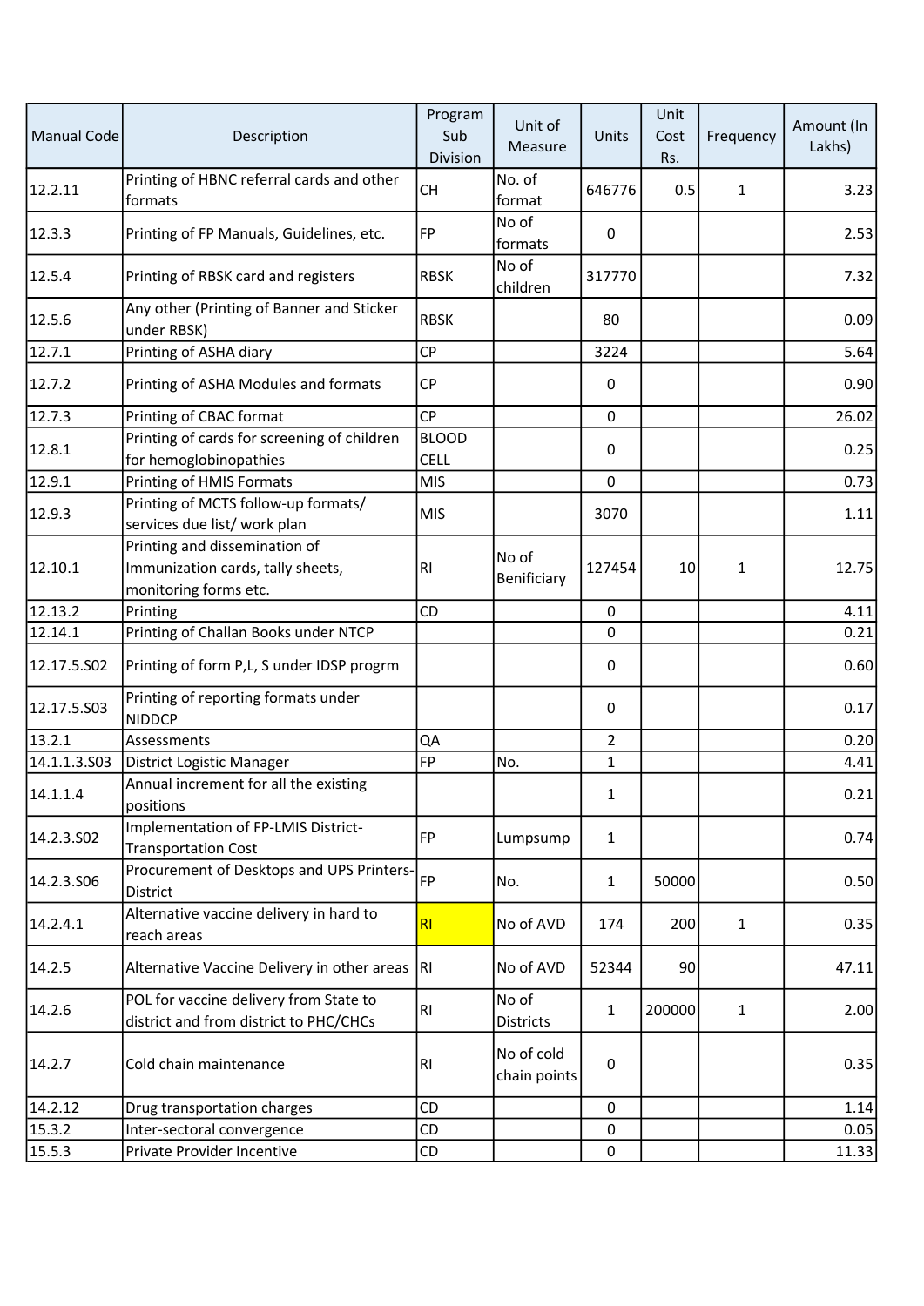| Manual Code | Description | Program Sub Division | Unit of Measure | Units | Unit Cost Rs. | Frequency | Amount (In Lakhs) |
|---|---|---|---|---|---|---|---|
| 12.2.11 | Printing of HBNC referral cards and other formats | CH | No. of format | 646776 | 0.5 | 1 | 3.23 |
| 12.3.3 | Printing of FP Manuals, Guidelines, etc. | FP | No of formats | 0 | | | 2.53 |
| 12.5.4 | Printing of RBSK card and registers | RBSK | No of children | 317770 | | | 7.32 |
| 12.5.6 | Any other (Printing of Banner and Sticker under RBSK) | RBSK | | 80 | | | 0.09 |
| 12.7.1 | Printing of ASHA diary | CP | | 3224 | | | 5.64 |
| 12.7.2 | Printing of ASHA Modules and formats | CP | | 0 | | | 0.90 |
| 12.7.3 | Printing of CBAC format | CP | | 0 | | | 26.02 |
| 12.8.1 | Printing of cards for screening of children for hemoglobinopathies | BLOOD CELL | | 0 | | | 0.25 |
| 12.9.1 | Printing of HMIS Formats | MIS | | 0 | | | 0.73 |
| 12.9.3 | Printing of MCTS follow-up formats/ services due list/ work plan | MIS | | 3070 | | | 1.11 |
| 12.10.1 | Printing and dissemination of Immunization cards, tally sheets, monitoring forms etc. | RI | No of Benificiary | 127454 | 10 | 1 | 12.75 |
| 12.13.2 | Printing | CD | | 0 | | | 4.11 |
| 12.14.1 | Printing of Challan Books under NTCP | | | 0 | | | 0.21 |
| 12.17.5.S02 | Printing of form P,L, S under IDSP progrm | | | 0 | | | 0.60 |
| 12.17.5.S03 | Printing of reporting formats under NIDDCP | | | 0 | | | 0.17 |
| 13.2.1 | Assessments | QA | | 2 | | | 0.20 |
| 14.1.1.3.S03 | District Logistic Manager | FP | No. | 1 | | | 4.41 |
| 14.1.1.4 | Annual increment for all the existing positions | | | 1 | | | 0.21 |
| 14.2.3.S02 | Implementation of FP-LMIS District-Transportation Cost | FP | Lumpsump | 1 | | | 0.74 |
| 14.2.3.S06 | Procurement of Desktops and UPS Printers-District | FP | No. | 1 | 50000 | | 0.50 |
| 14.2.4.1 | Alternative vaccine delivery in hard to reach areas | RI | No of AVD | 174 | 200 | 1 | 0.35 |
| 14.2.5 | Alternative Vaccine Delivery in other areas | RI | No of AVD | 52344 | 90 | | 47.11 |
| 14.2.6 | POL for vaccine delivery from State to district and from district to PHC/CHCs | RI | No of Districts | 1 | 200000 | 1 | 2.00 |
| 14.2.7 | Cold chain maintenance | RI | No of cold chain points | 0 | | | 0.35 |
| 14.2.12 | Drug transportation charges | CD | | 0 | | | 1.14 |
| 15.3.2 | Inter-sectoral convergence | CD | | 0 | | | 0.05 |
| 15.5.3 | Private Provider Incentive | CD | | 0 | | | 11.33 |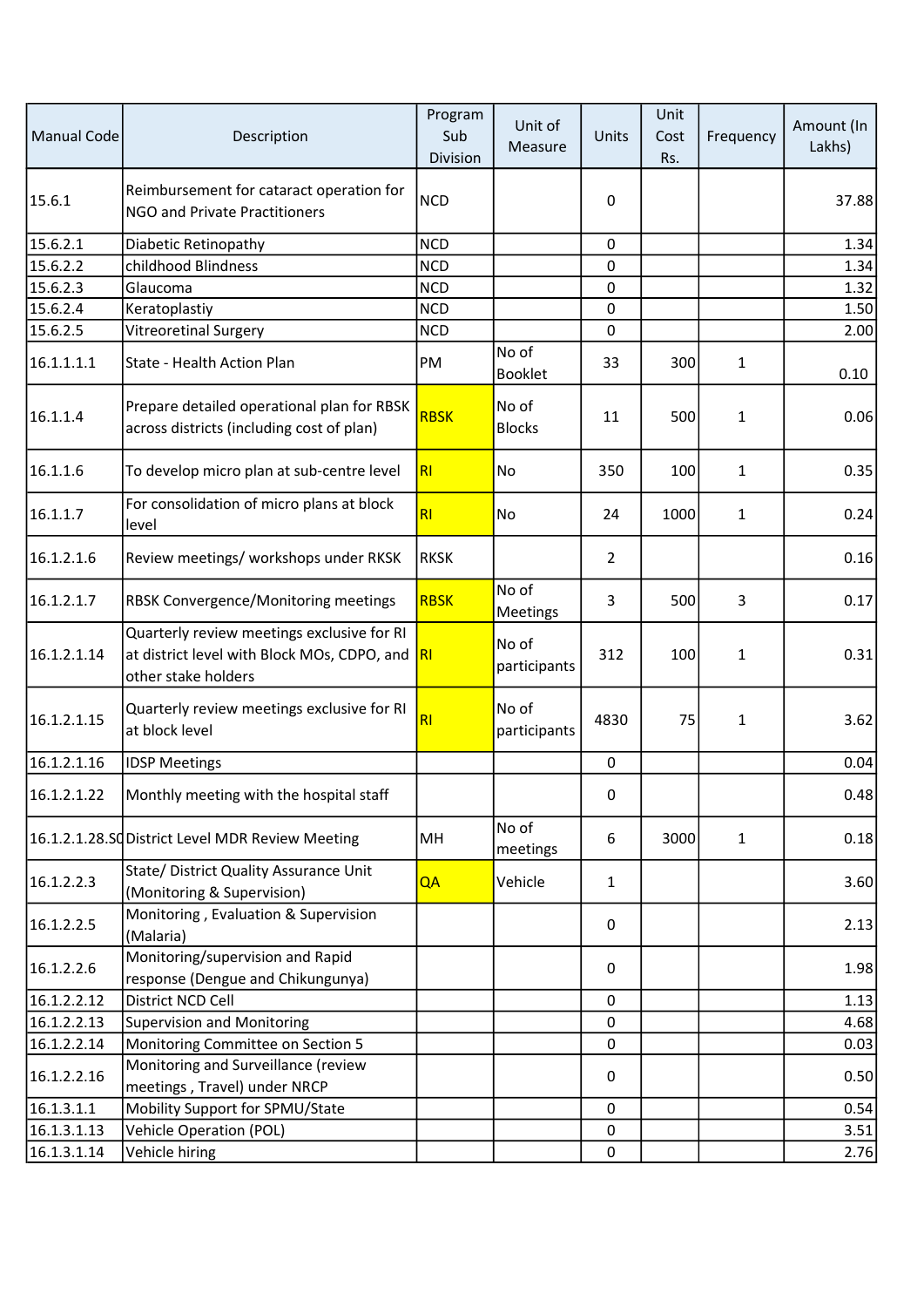| Manual Code | Description | Program Sub Division | Unit of Measure | Units | Unit Cost Rs. | Frequency | Amount (In Lakhs) |
|---|---|---|---|---|---|---|---|
| 15.6.1 | Reimbursement for cataract operation for NGO and Private Practitioners | NCD | | 0 | | | 37.88 |
| 15.6.2.1 | Diabetic Retinopathy | NCD | | 0 | | | 1.34 |
| 15.6.2.2 | childhood Blindness | NCD | | 0 | | | 1.34 |
| 15.6.2.3 | Glaucoma | NCD | | 0 | | | 1.32 |
| 15.6.2.4 | Keratoplastiy | NCD | | 0 | | | 1.50 |
| 15.6.2.5 | Vitreoretinal Surgery | NCD | | 0 | | | 2.00 |
| 16.1.1.1.1 | State - Health Action Plan | PM | No of Booklet | 33 | 300 | 1 | 0.10 |
| 16.1.1.4 | Prepare detailed operational plan for RBSK across districts (including cost of plan) | RBSK | No of Blocks | 11 | 500 | 1 | 0.06 |
| 16.1.1.6 | To develop micro plan at sub-centre level | RI | No | 350 | 100 | 1 | 0.35 |
| 16.1.1.7 | For consolidation of micro plans at block level | RI | No | 24 | 1000 | 1 | 0.24 |
| 16.1.2.1.6 | Review meetings/ workshops under RKSK | RKSK | | 2 | | | 0.16 |
| 16.1.2.1.7 | RBSK Convergence/Monitoring meetings | RBSK | No of Meetings | 3 | 500 | 3 | 0.17 |
| 16.1.2.1.14 | Quarterly review meetings exclusive for RI at district level with Block MOs, CDPO, and other stake holders | RI | No of participants | 312 | 100 | 1 | 0.31 |
| 16.1.2.1.15 | Quarterly review meetings exclusive for RI at block level | RI | No of participants | 4830 | 75 | 1 | 3.62 |
| 16.1.2.1.16 | IDSP Meetings | | | 0 | | | 0.04 |
| 16.1.2.1.22 | Monthly meeting with the hospital staff | | | 0 | | | 0.48 |
| 16.1.2.1.28.SC | District Level MDR Review Meeting | MH | No of meetings | 6 | 3000 | 1 | 0.18 |
| 16.1.2.2.3 | State/ District Quality Assurance Unit (Monitoring & Supervision) | QA | Vehicle | 1 | | | 3.60 |
| 16.1.2.2.5 | Monitoring , Evaluation & Supervision (Malaria) | | | 0 | | | 2.13 |
| 16.1.2.2.6 | Monitoring/supervision and Rapid response (Dengue and Chikungunya) | | | 0 | | | 1.98 |
| 16.1.2.2.12 | District NCD Cell | | | 0 | | | 1.13 |
| 16.1.2.2.13 | Supervision and Monitoring | | | 0 | | | 4.68 |
| 16.1.2.2.14 | Monitoring Committee on Section 5 | | | 0 | | | 0.03 |
| 16.1.2.2.16 | Monitoring and Surveillance (review meetings , Travel) under NRCP | | | 0 | | | 0.50 |
| 16.1.3.1.1 | Mobility Support for SPMU/State | | | 0 | | | 0.54 |
| 16.1.3.1.13 | Vehicle Operation (POL) | | | 0 | | | 3.51 |
| 16.1.3.1.14 | Vehicle hiring | | | 0 | | | 2.76 |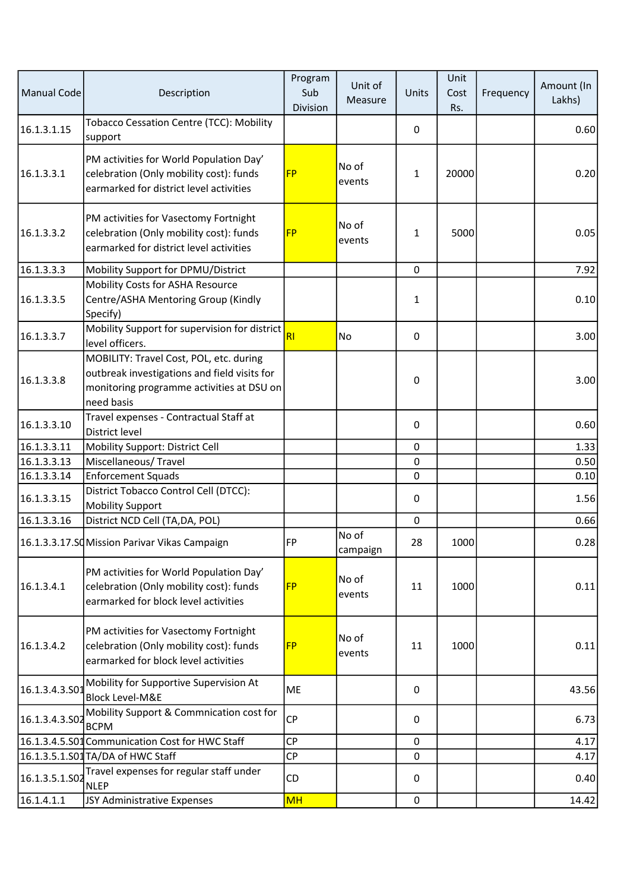| Manual Code | Description | Program Sub Division | Unit of Measure | Units | Unit Cost Rs. | Frequency | Amount (In Lakhs) |
|---|---|---|---|---|---|---|---|
| 16.1.3.1.15 | Tobacco Cessation Centre (TCC): Mobility support | | | 0 | | | 0.60 |
| 16.1.3.3.1 | PM activities for World Population Day' celebration (Only mobility cost): funds earmarked for district level activities | FP | No of events | 1 | 20000 | | 0.20 |
| 16.1.3.3.2 | PM activities for Vasectomy Fortnight celebration (Only mobility cost): funds earmarked for district level activities | FP | No of events | 1 | 5000 | | 0.05 |
| 16.1.3.3.3 | Mobility Support for DPMU/District | | | 0 | | | 7.92 |
| 16.1.3.3.5 | Mobility Costs for ASHA Resource Centre/ASHA Mentoring Group (Kindly Specify) | | | 1 | | | 0.10 |
| 16.1.3.3.7 | Mobility Support for supervision for district level officers. | RI | No | 0 | | | 3.00 |
| 16.1.3.3.8 | MOBILITY: Travel Cost, POL, etc. during outbreak investigations and field visits for monitoring programme activities at DSU on need basis | | | 0 | | | 3.00 |
| 16.1.3.3.10 | Travel expenses - Contractual Staff at District level | | | 0 | | | 0.60 |
| 16.1.3.3.11 | Mobility Support: District Cell | | | 0 | | | 1.33 |
| 16.1.3.3.13 | Miscellaneous/ Travel | | | 0 | | | 0.50 |
| 16.1.3.3.14 | Enforcement Squads | | | 0 | | | 0.10 |
| 16.1.3.3.15 | District Tobacco Control Cell (DTCC): Mobility Support | | | 0 | | | 1.56 |
| 16.1.3.3.16 | District NCD Cell (TA,DA, POL) | | | 0 | | | 0.66 |
| 16.1.3.3.17.S0 | Mission Parivar Vikas Campaign | FP | No of campaign | 28 | 1000 | | 0.28 |
| 16.1.3.4.1 | PM activities for World Population Day' celebration (Only mobility cost): funds earmarked for block level activities | FP | No of events | 11 | 1000 | | 0.11 |
| 16.1.3.4.2 | PM activities for Vasectomy Fortnight celebration (Only mobility cost): funds earmarked for block level activities | FP | No of events | 11 | 1000 | | 0.11 |
| 16.1.3.4.3.S01 | Mobility for Supportive Supervision At Block Level-M&E | ME | | 0 | | | 43.56 |
| 16.1.3.4.3.S02 | Mobility Support & Commnication cost for BCPM | CP | | 0 | | | 6.73 |
| 16.1.3.4.5.S01 | Communication Cost for HWC Staff | CP | | 0 | | | 4.17 |
| 16.1.3.5.1.S01 | TA/DA of HWC Staff | CP | | 0 | | | 4.17 |
| 16.1.3.5.1.S02 | Travel expenses for regular staff under NLEP | CD | | 0 | | | 0.40 |
| 16.1.4.1.1 | JSY Administrative Expenses | MH | | 0 | | | 14.42 |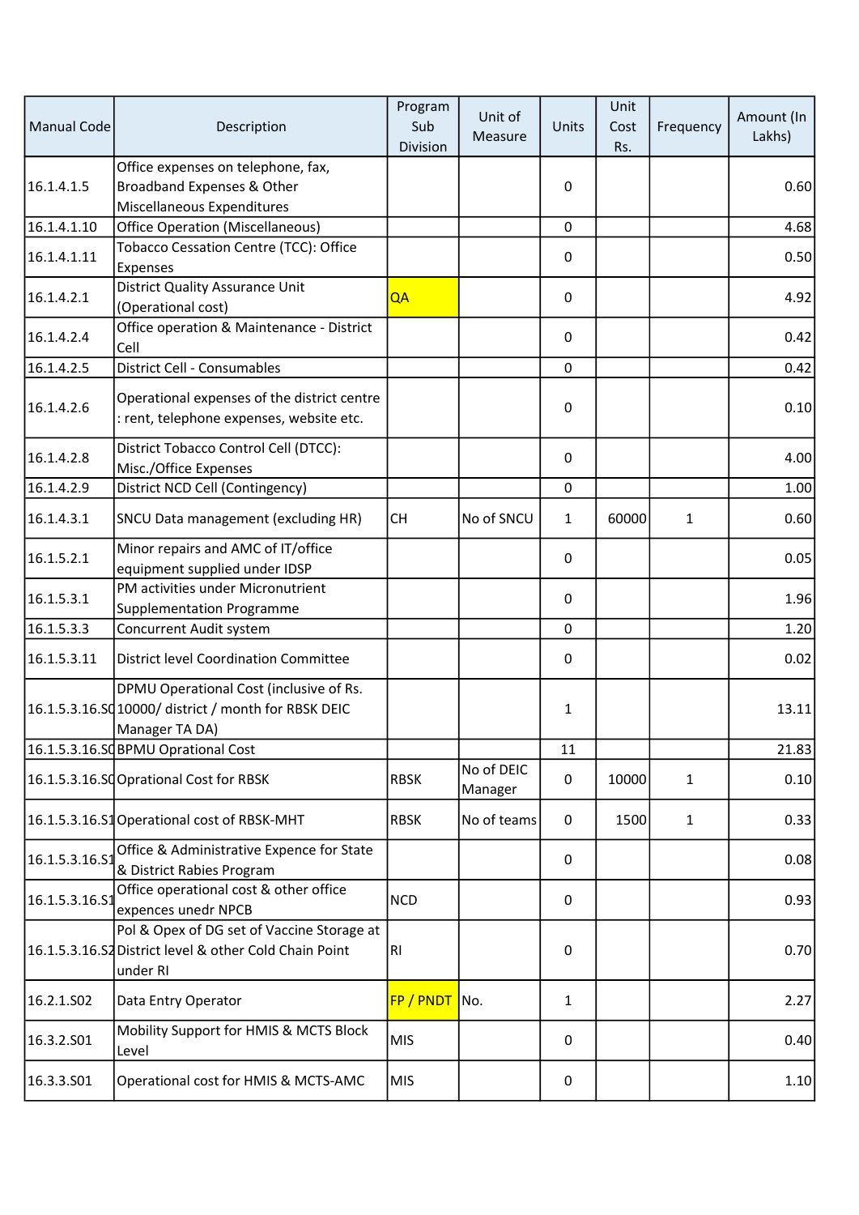| Manual Code | Description | Program Sub Division | Unit of Measure | Units | Unit Cost Rs. | Frequency | Amount (In Lakhs) |
|---|---|---|---|---|---|---|---|
| 16.1.4.1.5 | Office expenses on telephone, fax, Broadband Expenses & Other Miscellaneous Expenditures | | | 0 | | | 0.60 |
| 16.1.4.1.10 | Office Operation (Miscellaneous) | | | 0 | | | 4.68 |
| 16.1.4.1.11 | Tobacco Cessation Centre (TCC): Office Expenses | | | 0 | | | 0.50 |
| 16.1.4.2.1 | District Quality Assurance Unit (Operational cost) | QA | | 0 | | | 4.92 |
| 16.1.4.2.4 | Office operation & Maintenance - District Cell | | | 0 | | | 0.42 |
| 16.1.4.2.5 | District Cell - Consumables | | | 0 | | | 0.42 |
| 16.1.4.2.6 | Operational expenses of the district centre : rent, telephone expenses, website etc. | | | 0 | | | 0.10 |
| 16.1.4.2.8 | District Tobacco Control Cell (DTCC): Misc./Office Expenses | | | 0 | | | 4.00 |
| 16.1.4.2.9 | District NCD Cell (Contingency) | | | 0 | | | 1.00 |
| 16.1.4.3.1 | SNCU Data management (excluding HR) | CH | No of SNCU | 1 | 60000 | 1 | 0.60 |
| 16.1.5.2.1 | Minor repairs and AMC of IT/office equipment supplied under IDSP | | | 0 | | | 0.05 |
| 16.1.5.3.1 | PM activities under Micronutrient Supplementation Programme | | | 0 | | | 1.96 |
| 16.1.5.3.3 | Concurrent Audit system | | | 0 | | | 1.20 |
| 16.1.5.3.11 | District level Coordination Committee | | | 0 | | | 0.02 |
| 16.1.5.3.16.S0 | DPMU Operational Cost (inclusive of Rs. 10000/ district / month for RBSK DEIC Manager TA DA) | | | 1 | | | 13.11 |
| 16.1.5.3.16.S0 | BPMU Oprational Cost | | | 11 | | | 21.83 |
| 16.1.5.3.16.S0 | Oprational Cost for RBSK | RBSK | No of DEIC Manager | 0 | 10000 | 1 | 0.10 |
| 16.1.5.3.16.S1 | Operational cost of RBSK-MHT | RBSK | No of teams | 0 | 1500 | 1 | 0.33 |
| 16.1.5.3.16.S1 | Office & Administrative Expence for State & District Rabies Program | | | 0 | | | 0.08 |
| 16.1.5.3.16.S1 | Office operational cost & other office expences unedr NPCB | NCD | | 0 | | | 0.93 |
| 16.1.5.3.16.S2 | Pol & Opex of DG set of Vaccine Storage at District level & other Cold Chain Point under RI | RI | | 0 | | | 0.70 |
| 16.2.1.S02 | Data Entry Operator | FP / PNDT | No. | 1 | | | 2.27 |
| 16.3.2.S01 | Mobility Support for HMIS & MCTS Block Level | MIS | | 0 | | | 0.40 |
| 16.3.3.S01 | Operational cost for HMIS & MCTS-AMC | MIS | | 0 | | | 1.10 |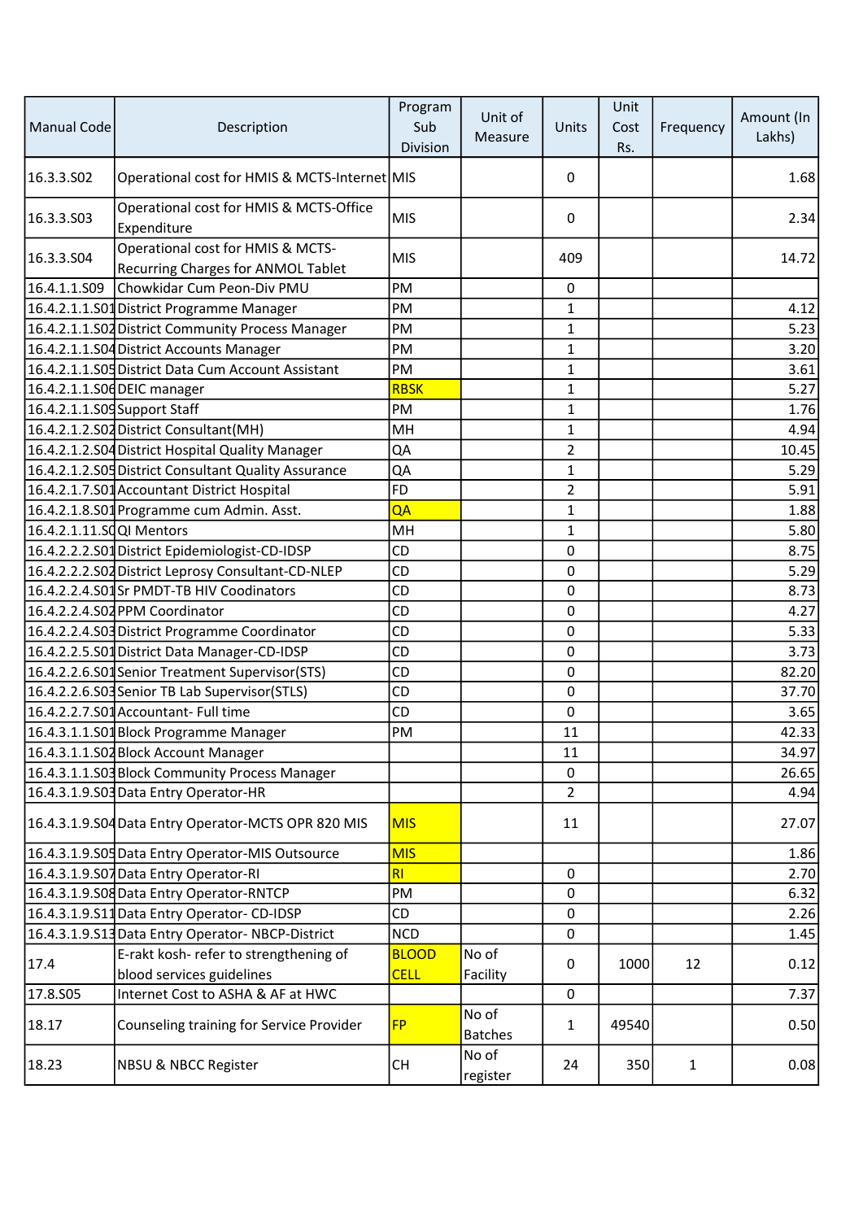| Manual Code | Description | Program Sub Division | Unit of Measure | Units | Unit Cost Rs. | Frequency | Amount (In Lakhs) |
|---|---|---|---|---|---|---|---|
| 16.3.3.S02 | Operational cost for HMIS & MCTS-Internet | MIS | | 0 | | | 1.68 |
| 16.3.3.S03 | Operational cost for HMIS & MCTS-Office Expenditure | MIS | | 0 | | | 2.34 |
| 16.3.3.S04 | Operational cost for HMIS & MCTS-Recurring Charges for ANMOL Tablet | MIS | | 409 | | | 14.72 |
| 16.4.1.1.S09 | Chowkidar Cum Peon-Div PMU | PM | | 0 | | | |
| 16.4.2.1.1.S01 | District Programme Manager | PM | | 1 | | | 4.12 |
| 16.4.2.1.1.S02 | District Community Process Manager | PM | | 1 | | | 5.23 |
| 16.4.2.1.1.S04 | District Accounts Manager | PM | | 1 | | | 3.20 |
| 16.4.2.1.1.S05 | District Data Cum Account Assistant | PM | | 1 | | | 3.61 |
| 16.4.2.1.1.S06 | DEIC manager | RBSK | | 1 | | | 5.27 |
| 16.4.2.1.1.S09 | Support Staff | PM | | 1 | | | 1.76 |
| 16.4.2.1.2.S02 | District Consultant(MH) | MH | | 1 | | | 4.94 |
| 16.4.2.1.2.S04 | District Hospital Quality Manager | QA | | 2 | | | 10.45 |
| 16.4.2.1.2.S05 | District Consultant Quality Assurance | QA | | 1 | | | 5.29 |
| 16.4.2.1.7.S01 | Accountant District Hospital | FD | | 2 | | | 5.91 |
| 16.4.2.1.8.S01 | Programme cum Admin. Asst. | QA | | 1 | | | 1.88 |
| 16.4.2.1.11.S0 | QI Mentors | MH | | 1 | | | 5.80 |
| 16.4.2.2.2.S01 | District Epidemiologist-CD-IDSP | CD | | 0 | | | 8.75 |
| 16.4.2.2.2.S02 | District Leprosy Consultant-CD-NLEP | CD | | 0 | | | 5.29 |
| 16.4.2.2.4.S01 | Sr PMDT-TB HIV Coodinators | CD | | 0 | | | 8.73 |
| 16.4.2.2.4.S02 | PPM Coordinator | CD | | 0 | | | 4.27 |
| 16.4.2.2.4.S03 | District Programme Coordinator | CD | | 0 | | | 5.33 |
| 16.4.2.2.5.S01 | District Data Manager-CD-IDSP | CD | | 0 | | | 3.73 |
| 16.4.2.2.6.S01 | Senior Treatment Supervisor(STS) | CD | | 0 | | | 82.20 |
| 16.4.2.2.6.S03 | Senior TB Lab Supervisor(STLS) | CD | | 0 | | | 37.70 |
| 16.4.2.2.7.S01 | Accountant- Full time | CD | | 0 | | | 3.65 |
| 16.4.3.1.1.S01 | Block Programme Manager | PM | | 11 | | | 42.33 |
| 16.4.3.1.1.S02 | Block Account Manager | | | 11 | | | 34.97 |
| 16.4.3.1.1.S03 | Block Community Process Manager | | | 0 | | | 26.65 |
| 16.4.3.1.9.S03 | Data Entry Operator-HR | | | 2 | | | 4.94 |
| 16.4.3.1.9.S04 | Data Entry Operator-MCTS OPR 820 MIS | MIS | | 11 | | | 27.07 |
| 16.4.3.1.9.S05 | Data Entry Operator-MIS Outsource | MIS | | | | | 1.86 |
| 16.4.3.1.9.S07 | Data Entry Operator-RI | RI | | 0 | | | 2.70 |
| 16.4.3.1.9.S08 | Data Entry Operator-RNTCP | PM | | 0 | | | 6.32 |
| 16.4.3.1.9.S11 | Data Entry Operator- CD-IDSP | CD | | 0 | | | 2.26 |
| 16.4.3.1.9.S13 | Data Entry Operator- NBCP-District | NCD | | 0 | | | 1.45 |
| 17.4 | E-rakt kosh- refer to strengthening of blood services guidelines | BLOOD CELL | No of Facility | 0 | 1000 | 12 | 0.12 |
| 17.8.S05 | Internet Cost to ASHA & AF at HWC | | | 0 | | | 7.37 |
| 18.17 | Counseling training for Service Provider | FP | No of Batches | 1 | 49540 | | 0.50 |
| 18.23 | NBSU & NBCC Register | CH | No of register | 24 | 350 | 1 | 0.08 |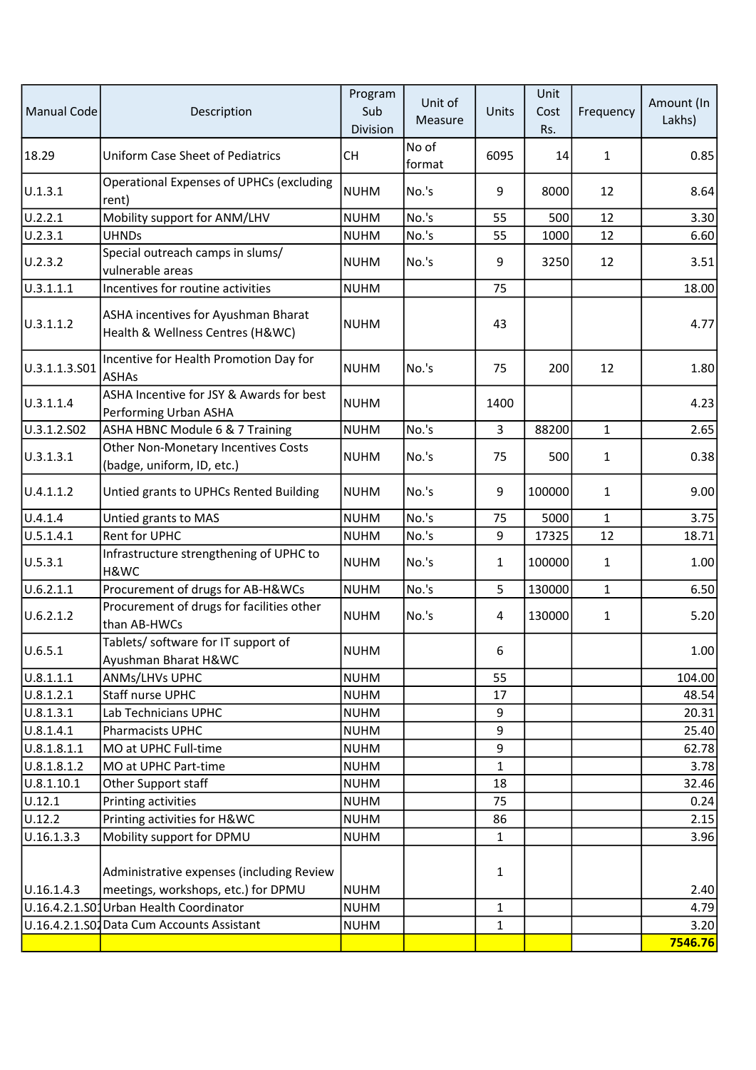| Manual Code | Description | Program Sub Division | Unit of Measure | Units | Unit Cost Rs. | Frequency | Amount (In Lakhs) |
|---|---|---|---|---|---|---|---|
| 18.29 | Uniform Case Sheet of Pediatrics | CH | No of format | 6095 | 14 | 1 | 0.85 |
| U.1.3.1 | Operational Expenses of UPHCs (excluding rent) | NUHM | No.'s | 9 | 8000 | 12 | 8.64 |
| U.2.2.1 | Mobility support for ANM/LHV | NUHM | No.'s | 55 | 500 | 12 | 3.30 |
| U.2.3.1 | UHNDs | NUHM | No.'s | 55 | 1000 | 12 | 6.60 |
| U.2.3.2 | Special outreach camps in slums/ vulnerable areas | NUHM | No.'s | 9 | 3250 | 12 | 3.51 |
| U.3.1.1.1 | Incentives for routine activities | NUHM | | 75 | | | 18.00 |
| U.3.1.1.2 | ASHA incentives for Ayushman Bharat Health & Wellness Centres (H&WC) | NUHM | | 43 | | | 4.77 |
| U.3.1.1.3.S01 | Incentive for Health Promotion Day for ASHAs | NUHM | No.'s | 75 | 200 | 12 | 1.80 |
| U.3.1.1.4 | ASHA Incentive for JSY & Awards for best Performing Urban ASHA | NUHM | | 1400 | | | 4.23 |
| U.3.1.2.S02 | ASHA HBNC Module 6 & 7 Training | NUHM | No.'s | 3 | 88200 | 1 | 2.65 |
| U.3.1.3.1 | Other Non-Monetary Incentives Costs (badge, uniform, ID, etc.) | NUHM | No.'s | 75 | 500 | 1 | 0.38 |
| U.4.1.1.2 | Untied grants to UPHCs Rented Building | NUHM | No.'s | 9 | 100000 | 1 | 9.00 |
| U.4.1.4 | Untied grants to MAS | NUHM | No.'s | 75 | 5000 | 1 | 3.75 |
| U.5.1.4.1 | Rent for UPHC | NUHM | No.'s | 9 | 17325 | 12 | 18.71 |
| U.5.3.1 | Infrastructure strengthening of UPHC to H&WC | NUHM | No.'s | 1 | 100000 | 1 | 1.00 |
| U.6.2.1.1 | Procurement of drugs for AB-H&WCs | NUHM | No.'s | 5 | 130000 | 1 | 6.50 |
| U.6.2.1.2 | Procurement of drugs for facilities other than AB-HWCs | NUHM | No.'s | 4 | 130000 | 1 | 5.20 |
| U.6.5.1 | Tablets/ software for IT support of Ayushman Bharat H&WC | NUHM | | 6 | | | 1.00 |
| U.8.1.1.1 | ANMs/LHVs UPHC | NUHM | | 55 | | | 104.00 |
| U.8.1.2.1 | Staff nurse UPHC | NUHM | | 17 | | | 48.54 |
| U.8.1.3.1 | Lab Technicians UPHC | NUHM | | 9 | | | 20.31 |
| U.8.1.4.1 | Pharmacists UPHC | NUHM | | 9 | | | 25.40 |
| U.8.1.8.1.1 | MO at UPHC Full-time | NUHM | | 9 | | | 62.78 |
| U.8.1.8.1.2 | MO at UPHC Part-time | NUHM | | 1 | | | 3.78 |
| U.8.1.10.1 | Other Support staff | NUHM | | 18 | | | 32.46 |
| U.12.1 | Printing activities | NUHM | | 75 | | | 0.24 |
| U.12.2 | Printing activities for H&WC | NUHM | | 86 | | | 2.15 |
| U.16.1.3.3 | Mobility support for DPMU | NUHM | | 1 | | | 3.96 |
| U.16.1.4.3 | Administrative expenses (including Review meetings, workshops, etc.) for DPMU | NUHM | | 1 | | | 2.40 |
| U.16.4.2.1.S01 | Urban Health Coordinator | NUHM | | 1 | | | 4.79 |
| U.16.4.2.1.S02 | Data Cum Accounts Assistant | NUHM | | 1 | | | 3.20 |
| | | | | | | | **7546.76** |